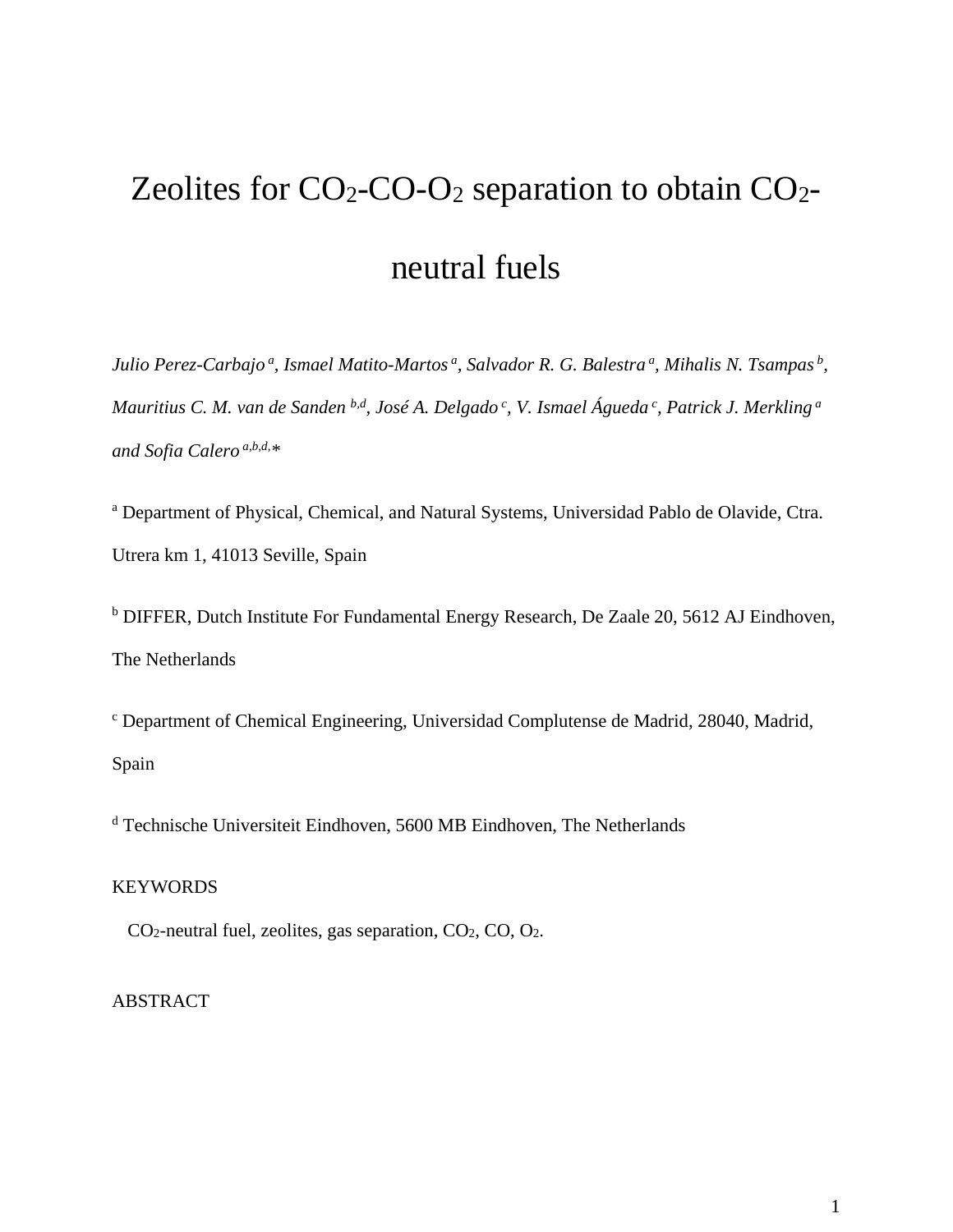# Zeolites for $CO_2$-CO-$O_2$ separation to obtain $CO_2$-neutral fuels

*Julio Perez-Carbajo* [a], *Ismael Matito-Martos* [a], *Salvador R. G. Balestra* [a], *Mihalis N. Tsampas* [b], *Mauritius C. M. van de Sanden* [b,d], *José A. Delgado* [c], *V. Ismael Águeda* [c], *Patrick J. Merkling* [a] *and Sofia Calero* [a,b,d,*]

[a] Department of Physical, Chemical, and Natural Systems, Universidad Pablo de Olavide, Ctra. Utrera km 1, 41013 Seville, Spain

[b] DIFFER, Dutch Institute For Fundamental Energy Research, De Zaale 20, 5612 AJ Eindhoven, The Netherlands

[c] Department of Chemical Engineering, Universidad Complutense de Madrid, 28040, Madrid, Spain

[d] Technische Universiteit Eindhoven, 5600 MB Eindhoven, The Netherlands

KEYWORDS

$CO_2$-neutral fuel, zeolites, gas separation, $CO_2$, CO, $O_2$.

ABSTRACT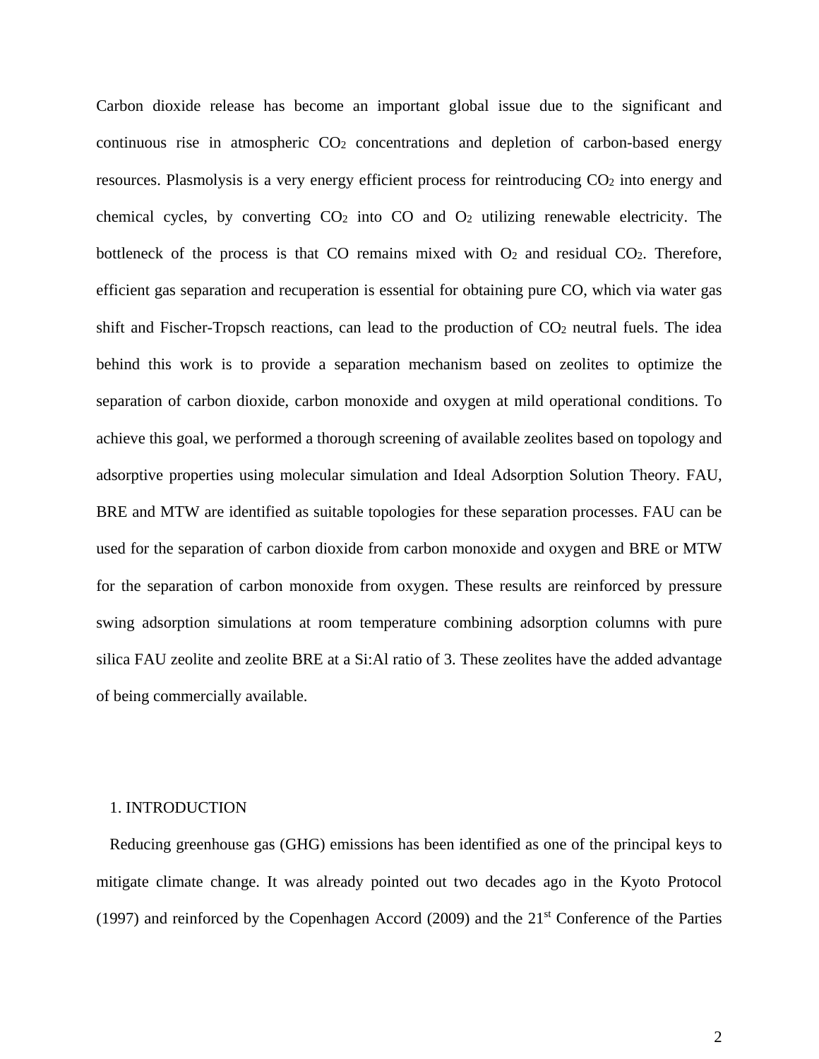Carbon dioxide release has become an important global issue due to the significant and continuous rise in atmospheric $CO_2$ concentrations and depletion of carbon-based energy resources. Plasmolysis is a very energy efficient process for reintroducing $CO_2$ into energy and chemical cycles, by converting $CO_2$ into CO and $O_2$ utilizing renewable electricity. The bottleneck of the process is that CO remains mixed with $O_2$ and residual $CO_2$. Therefore, efficient gas separation and recuperation is essential for obtaining pure CO, which via water gas shift and Fischer-Tropsch reactions, can lead to the production of $CO_2$ neutral fuels. The idea behind this work is to provide a separation mechanism based on zeolites to optimize the separation of carbon dioxide, carbon monoxide and oxygen at mild operational conditions. To achieve this goal, we performed a thorough screening of available zeolites based on topology and adsorptive properties using molecular simulation and Ideal Adsorption Solution Theory. FAU, BRE and MTW are identified as suitable topologies for these separation processes. FAU can be used for the separation of carbon dioxide from carbon monoxide and oxygen and BRE or MTW for the separation of carbon monoxide from oxygen. These results are reinforced by pressure swing adsorption simulations at room temperature combining adsorption columns with pure silica FAU zeolite and zeolite BRE at a Si:Al ratio of 3. These zeolites have the added advantage of being commercially available.

## 1. INTRODUCTION

Reducing greenhouse gas (GHG) emissions has been identified as one of the principal keys to mitigate climate change. It was already pointed out two decades ago in the Kyoto Protocol (1997) and reinforced by the Copenhagen Accord (2009) and the 21$^{st}$ Conference of the Parties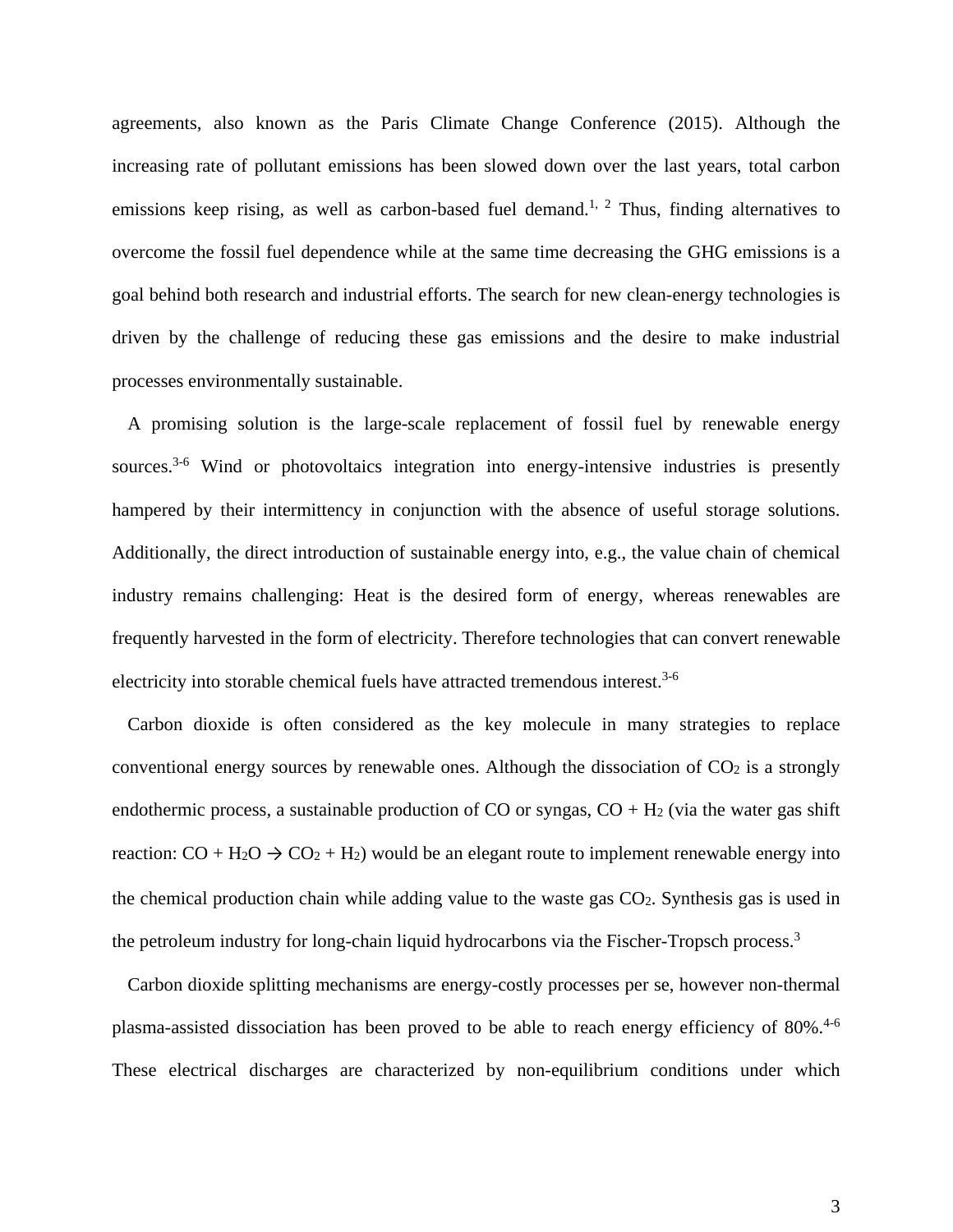agreements, also known as the Paris Climate Change Conference (2015). Although the increasing rate of pollutant emissions has been slowed down over the last years, total carbon emissions keep rising, as well as carbon-based fuel demand.[1, 2] Thus, finding alternatives to overcome the fossil fuel dependence while at the same time decreasing the GHG emissions is a goal behind both research and industrial efforts. The search for new clean-energy technologies is driven by the challenge of reducing these gas emissions and the desire to make industrial processes environmentally sustainable.

A promising solution is the large-scale replacement of fossil fuel by renewable energy sources.[3-6] Wind or photovoltaics integration into energy-intensive industries is presently hampered by their intermittency in conjunction with the absence of useful storage solutions. Additionally, the direct introduction of sustainable energy into, e.g., the value chain of chemical industry remains challenging: Heat is the desired form of energy, whereas renewables are frequently harvested in the form of electricity. Therefore technologies that can convert renewable electricity into storable chemical fuels have attracted tremendous interest.[3-6]

Carbon dioxide is often considered as the key molecule in many strategies to replace conventional energy sources by renewable ones. Although the dissociation of $CO_2$ is a strongly endothermic process, a sustainable production of CO or syngas, CO + $H_2$ (via the water gas shift reaction: CO + $H_2O \rightarrow CO_2 + H_2$) would be an elegant route to implement renewable energy into the chemical production chain while adding value to the waste gas $CO_2$. Synthesis gas is used in the petroleum industry for long-chain liquid hydrocarbons via the Fischer-Tropsch process.[3]

Carbon dioxide splitting mechanisms are energy-costly processes per se, however non-thermal plasma-assisted dissociation has been proved to be able to reach energy efficiency of 80%.[4-6] These electrical discharges are characterized by non-equilibrium conditions under which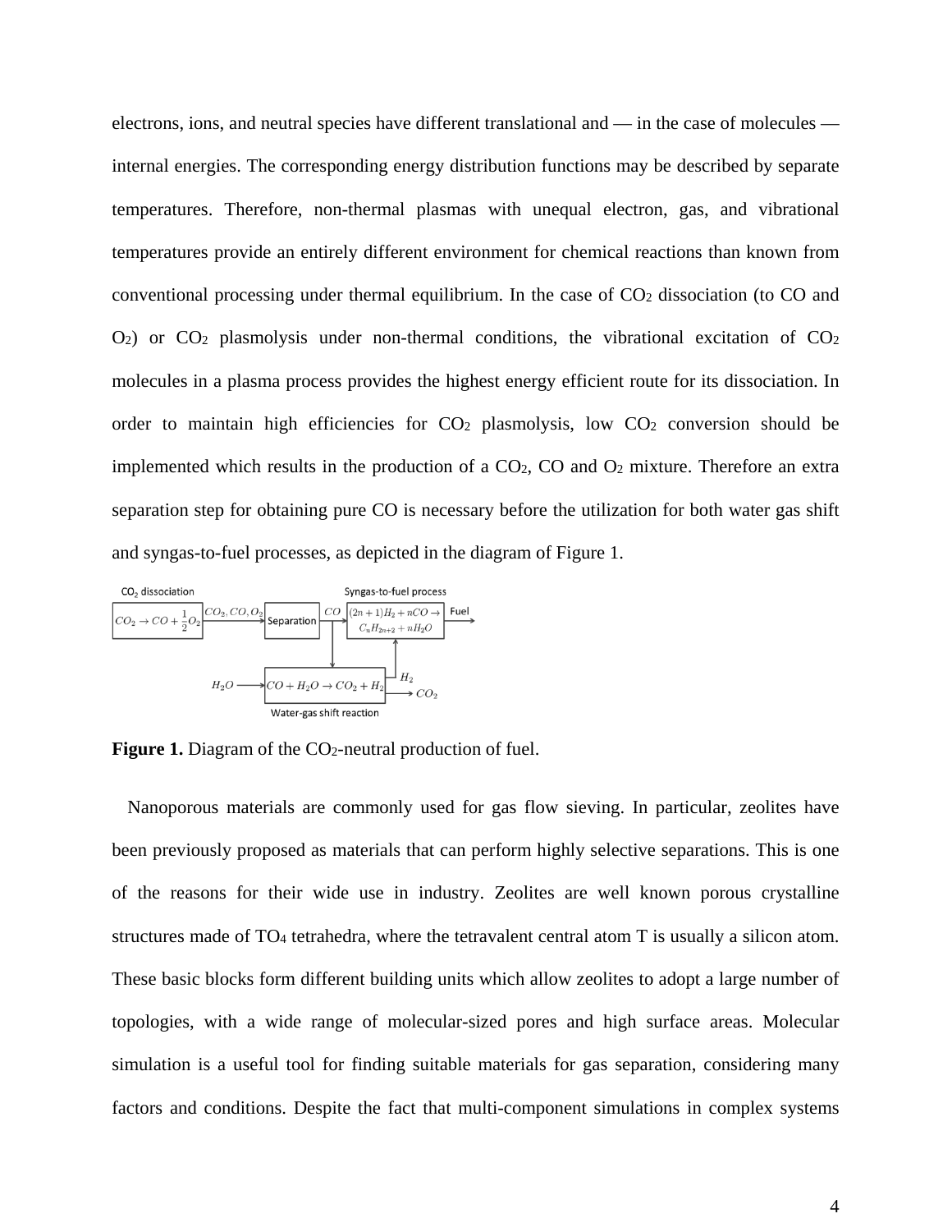electrons, ions, and neutral species have different translational and — in the case of molecules — internal energies. The corresponding energy distribution functions may be described by separate temperatures. Therefore, non-thermal plasmas with unequal electron, gas, and vibrational temperatures provide an entirely different environment for chemical reactions than known from conventional processing under thermal equilibrium. In the case of $CO_2$ dissociation (to CO and $O_2$) or $CO_2$ plasmolysis under non-thermal conditions, the vibrational excitation of $CO_2$ molecules in a plasma process provides the highest energy efficient route for its dissociation. In order to maintain high efficiencies for $CO_2$ plasmolysis, low $CO_2$ conversion should be implemented which results in the production of a $CO_2$, CO and $O_2$ mixture. Therefore an extra separation step for obtaining pure CO is necessary before the utilization for both water gas shift and syngas-to-fuel processes, as depicted in the diagram of Figure 1.

**Figure 1.** Diagram of the $CO_2$-neutral production of fuel.

Nanoporous materials are commonly used for gas flow sieving. In particular, zeolites have been previously proposed as materials that can perform highly selective separations. This is one of the reasons for their wide use in industry. Zeolites are well known porous crystalline structures made of $TO_4$ tetrahedra, where the tetravalent central atom T is usually a silicon atom. These basic blocks form different building units which allow zeolites to adopt a large number of topologies, with a wide range of molecular-sized pores and high surface areas. Molecular simulation is a useful tool for finding suitable materials for gas separation, considering many factors and conditions. Despite the fact that multi-component simulations in complex systems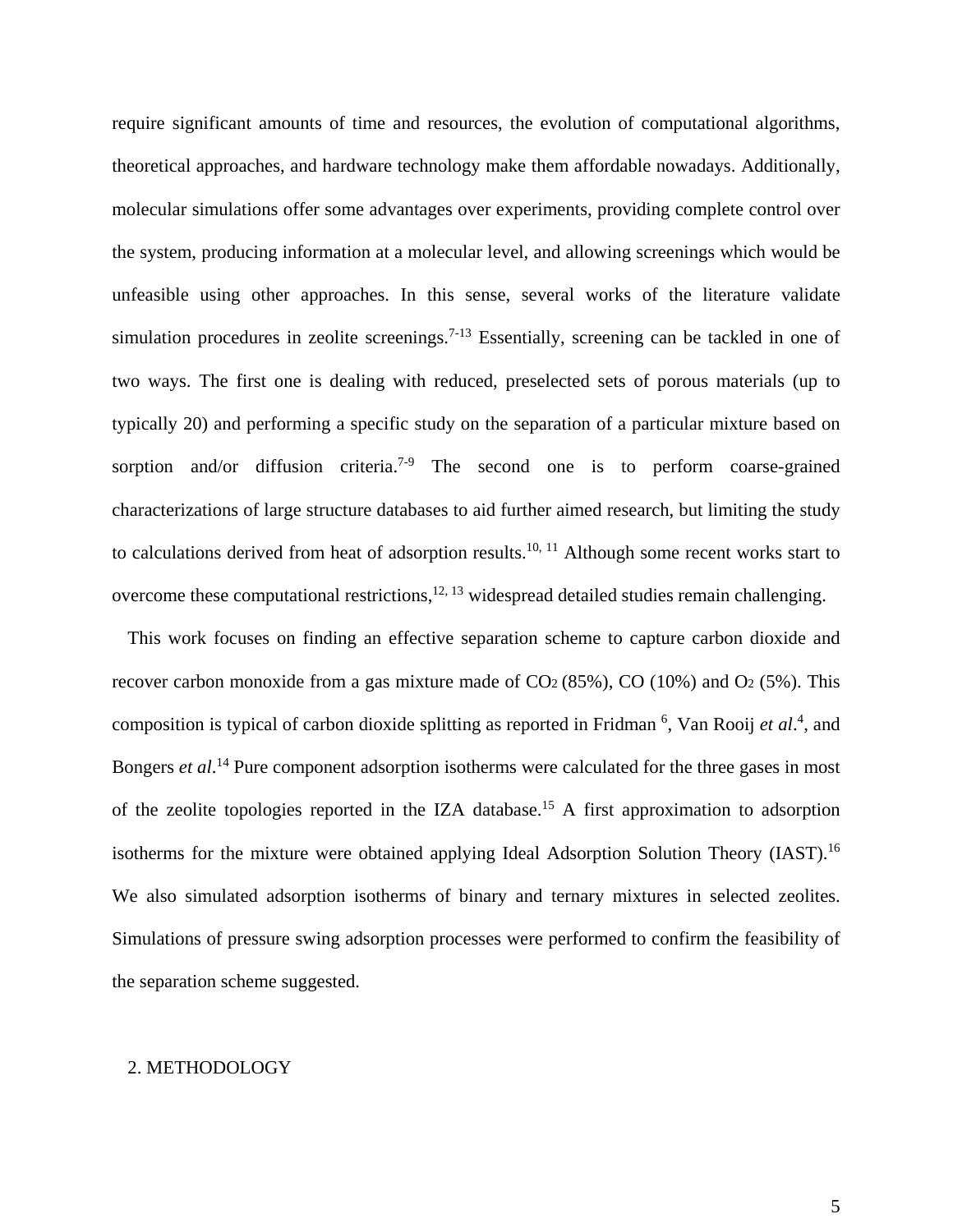require significant amounts of time and resources, the evolution of computational algorithms, theoretical approaches, and hardware technology make them affordable nowadays. Additionally, molecular simulations offer some advantages over experiments, providing complete control over the system, producing information at a molecular level, and allowing screenings which would be unfeasible using other approaches. In this sense, several works of the literature validate simulation procedures in zeolite screenings.[7-13] Essentially, screening can be tackled in one of two ways. The first one is dealing with reduced, preselected sets of porous materials (up to typically 20) and performing a specific study on the separation of a particular mixture based on sorption and/or diffusion criteria.[7-9] The second one is to perform coarse-grained characterizations of large structure databases to aid further aimed research, but limiting the study to calculations derived from heat of adsorption results.[10, 11] Although some recent works start to overcome these computational restrictions,[12, 13] widespread detailed studies remain challenging.

This work focuses on finding an effective separation scheme to capture carbon dioxide and recover carbon monoxide from a gas mixture made of $CO_2$ (85%), CO (10%) and $O_2$ (5%). This composition is typical of carbon dioxide splitting as reported in Fridman [6], Van Rooij *et al*.[4], and Bongers *et al*.[14] Pure component adsorption isotherms were calculated for the three gases in most of the zeolite topologies reported in the IZA database.[15] A first approximation to adsorption isotherms for the mixture were obtained applying Ideal Adsorption Solution Theory (IAST).[16] We also simulated adsorption isotherms of binary and ternary mixtures in selected zeolites. Simulations of pressure swing adsorption processes were performed to confirm the feasibility of the separation scheme suggested.

## 2. METHODOLOGY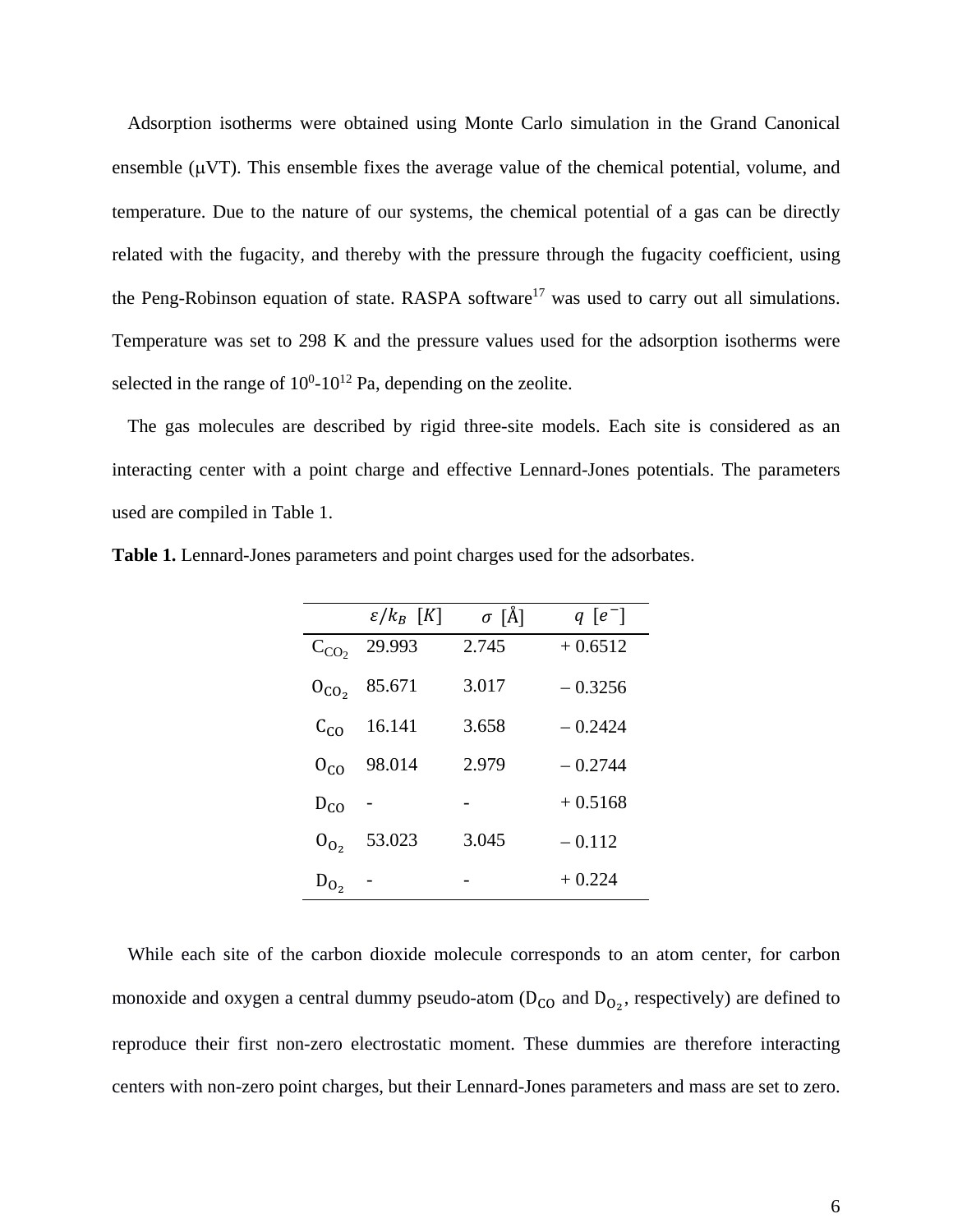Adsorption isotherms were obtained using Monte Carlo simulation in the Grand Canonical ensemble (μVT). This ensemble fixes the average value of the chemical potential, volume, and temperature. Due to the nature of our systems, the chemical potential of a gas can be directly related with the fugacity, and thereby with the pressure through the fugacity coefficient, using the Peng-Robinson equation of state. RASPA software[17] was used to carry out all simulations. Temperature was set to 298 K and the pressure values used for the adsorption isotherms were selected in the range of $10^0$-$10^{12}$ Pa, depending on the zeolite.

The gas molecules are described by rigid three-site models. Each site is considered as an interacting center with a point charge and effective Lennard-Jones potentials. The parameters used are compiled in Table 1.

**Table 1.** Lennard-Jones parameters and point charges used for the adsorbates.

| | $\varepsilon/k_B$ $[K]$ | $\sigma$ [Å] | $q$ $[e^-]$ |
|---|---|---|---|
| $C_{CO_2}$ | 29.993 | 2.745 | + 0.6512 |
| $O_{CO_2}$ | 85.671 | 3.017 | – 0.3256 |
| $C_{CO}$ | 16.141 | 3.658 | – 0.2424 |
| $O_{CO}$ | 98.014 | 2.979 | – 0.2744 |
| $D_{CO}$ | - | - | + 0.5168 |
| $O_{O_2}$ | 53.023 | 3.045 | – 0.112 |
| $D_{O_2}$ | - | - | + 0.224 |

While each site of the carbon dioxide molecule corresponds to an atom center, for carbon monoxide and oxygen a central dummy pseudo-atom ($D_{CO}$ and $D_{O_2}$, respectively) are defined to reproduce their first non-zero electrostatic moment. These dummies are therefore interacting centers with non-zero point charges, but their Lennard-Jones parameters and mass are set to zero.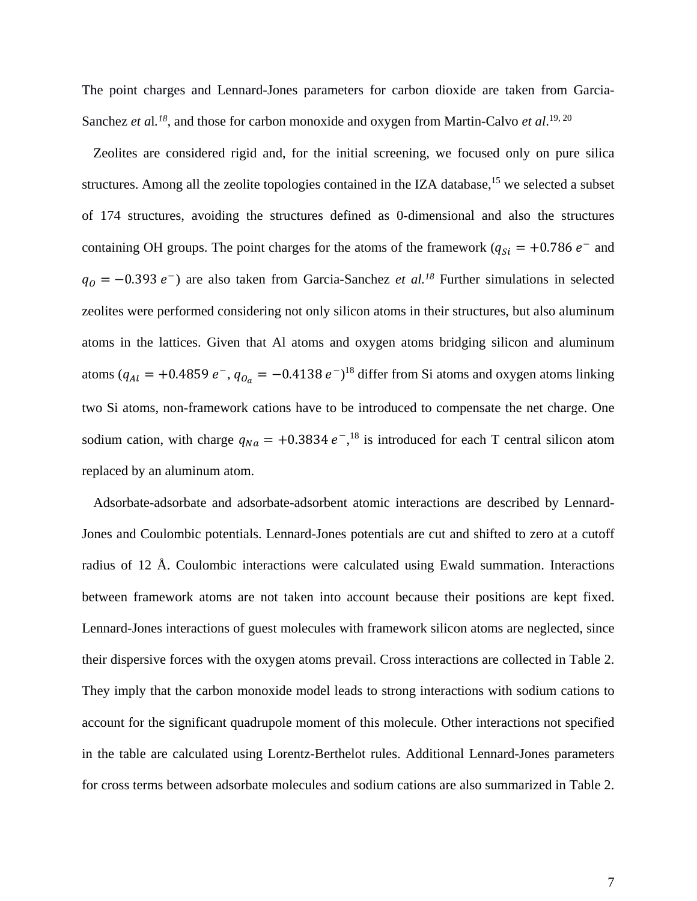The point charges and Lennard-Jones parameters for carbon dioxide are taken from Garcia-Sanchez *et a*l.[18], and those for carbon monoxide and oxygen from Martin-Calvo *et al*.[19, 20]

Zeolites are considered rigid and, for the initial screening, we focused only on pure silica structures. Among all the zeolite topologies contained in the IZA database,[15] we selected a subset of 174 structures, avoiding the structures defined as 0-dimensional and also the structures containing OH groups. The point charges for the atoms of the framework ($q_{Si} = +0.786\ e^{-}$ and $q_{O} = -0.393\ e^{-}$) are also taken from Garcia-Sanchez *et al.*[18] Further simulations in selected zeolites were performed considering not only silicon atoms in their structures, but also aluminum atoms in the lattices. Given that Al atoms and oxygen atoms bridging silicon and aluminum atoms ($q_{Al} = +0.4859\ e^{-}$, $q_{O_a} = -0.4138\ e^{-}$)[18] differ from Si atoms and oxygen atoms linking two Si atoms, non-framework cations have to be introduced to compensate the net charge. One sodium cation, with charge $q_{Na} = +0.3834\ e^{-}$,[18] is introduced for each T central silicon atom replaced by an aluminum atom.

Adsorbate-adsorbate and adsorbate-adsorbent atomic interactions are described by Lennard-Jones and Coulombic potentials. Lennard-Jones potentials are cut and shifted to zero at a cutoff radius of 12 Å. Coulombic interactions were calculated using Ewald summation. Interactions between framework atoms are not taken into account because their positions are kept fixed. Lennard-Jones interactions of guest molecules with framework silicon atoms are neglected, since their dispersive forces with the oxygen atoms prevail. Cross interactions are collected in Table 2. They imply that the carbon monoxide model leads to strong interactions with sodium cations to account for the significant quadrupole moment of this molecule. Other interactions not specified in the table are calculated using Lorentz-Berthelot rules. Additional Lennard-Jones parameters for cross terms between adsorbate molecules and sodium cations are also summarized in Table 2.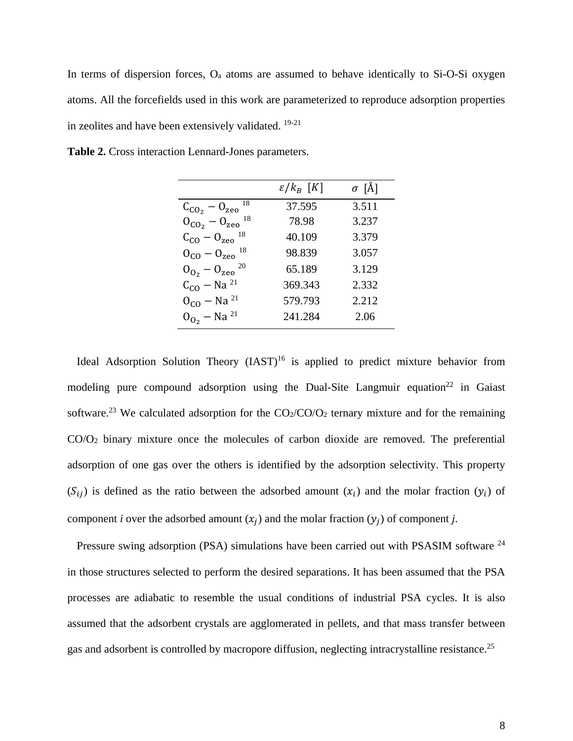In terms of dispersion forces, $O_a$ atoms are assumed to behave identically to Si-O-Si oxygen atoms. All the forcefields used in this work are parameterized to reproduce adsorption properties in zeolites and have been extensively validated. [19-21]

**Table 2.** Cross interaction Lennard-Jones parameters.

| | $\varepsilon/k_B$ [$K$] | $\sigma$ [Å] |
|---|---|---|
| $C_{CO_2} - O_{zeo}$ [18] | 37.595 | 3.511 |
| $O_{CO_2} - O_{zeo}$ [18] | 78.98 | 3.237 |
| $C_{CO} - O_{zeo}$ [18] | 40.109 | 3.379 |
| $O_{CO} - O_{zeo}$ [18] | 98.839 | 3.057 |
| $O_{O_2} - O_{zeo}$ [20] | 65.189 | 3.129 |
| $C_{CO} - Na$ [21] | 369.343 | 2.332 |
| $O_{CO} - Na$ [21] | 579.793 | 2.212 |
| $O_{O_2} - Na$ [21] | 241.284 | 2.06 |

Ideal Adsorption Solution Theory (IAST)[16] is applied to predict mixture behavior from modeling pure compound adsorption using the Dual-Site Langmuir equation[22] in Gaiast software.[23] We calculated adsorption for the $CO_2$/CO/$O_2$ ternary mixture and for the remaining CO/$O_2$ binary mixture once the molecules of carbon dioxide are removed. The preferential adsorption of one gas over the others is identified by the adsorption selectivity. This property ($S_{ij}$) is defined as the ratio between the adsorbed amount ($x_i$) and the molar fraction ($y_i$) of component *i* over the adsorbed amount ($x_j$) and the molar fraction ($y_j$) of component *j*.

Pressure swing adsorption (PSA) simulations have been carried out with PSASIM software [24] in those structures selected to perform the desired separations. It has been assumed that the PSA processes are adiabatic to resemble the usual conditions of industrial PSA cycles. It is also assumed that the adsorbent crystals are agglomerated in pellets, and that mass transfer between gas and adsorbent is controlled by macropore diffusion, neglecting intracrystalline resistance.[25]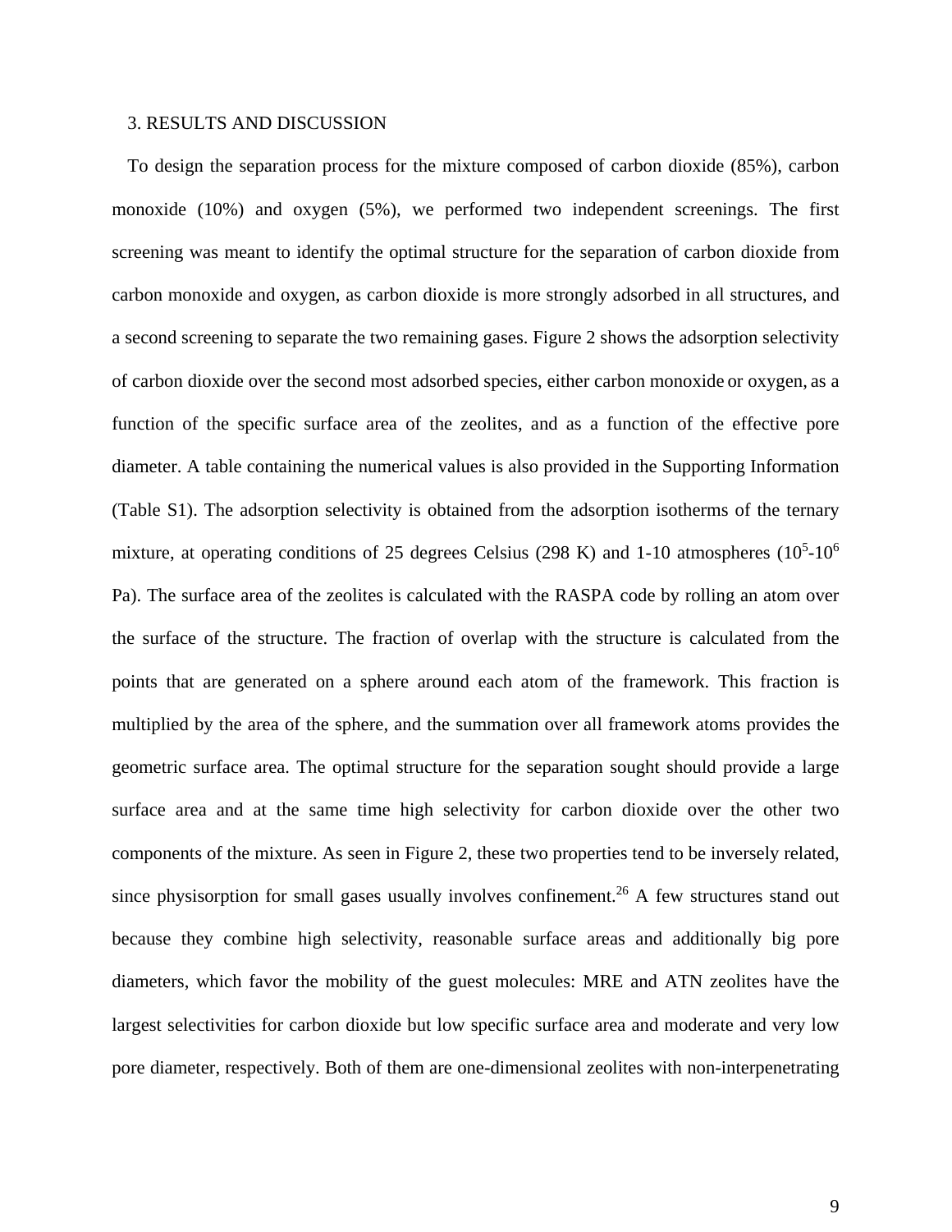## 3. RESULTS AND DISCUSSION

To design the separation process for the mixture composed of carbon dioxide (85%), carbon monoxide (10%) and oxygen (5%), we performed two independent screenings. The first screening was meant to identify the optimal structure for the separation of carbon dioxide from carbon monoxide and oxygen, as carbon dioxide is more strongly adsorbed in all structures, and a second screening to separate the two remaining gases. Figure 2 shows the adsorption selectivity of carbon dioxide over the second most adsorbed species, either carbon monoxide or oxygen, as a function of the specific surface area of the zeolites, and as a function of the effective pore diameter. A table containing the numerical values is also provided in the Supporting Information (Table S1). The adsorption selectivity is obtained from the adsorption isotherms of the ternary mixture, at operating conditions of 25 degrees Celsius (298 K) and 1-10 atmospheres ($10^5$-$10^6$ Pa). The surface area of the zeolites is calculated with the RASPA code by rolling an atom over the surface of the structure. The fraction of overlap with the structure is calculated from the points that are generated on a sphere around each atom of the framework. This fraction is multiplied by the area of the sphere, and the summation over all framework atoms provides the geometric surface area. The optimal structure for the separation sought should provide a large surface area and at the same time high selectivity for carbon dioxide over the other two components of the mixture. As seen in Figure 2, these two properties tend to be inversely related, since physisorption for small gases usually involves confinement.[26] A few structures stand out because they combine high selectivity, reasonable surface areas and additionally big pore diameters, which favor the mobility of the guest molecules: MRE and ATN zeolites have the largest selectivities for carbon dioxide but low specific surface area and moderate and very low pore diameter, respectively. Both of them are one-dimensional zeolites with non-interpenetrating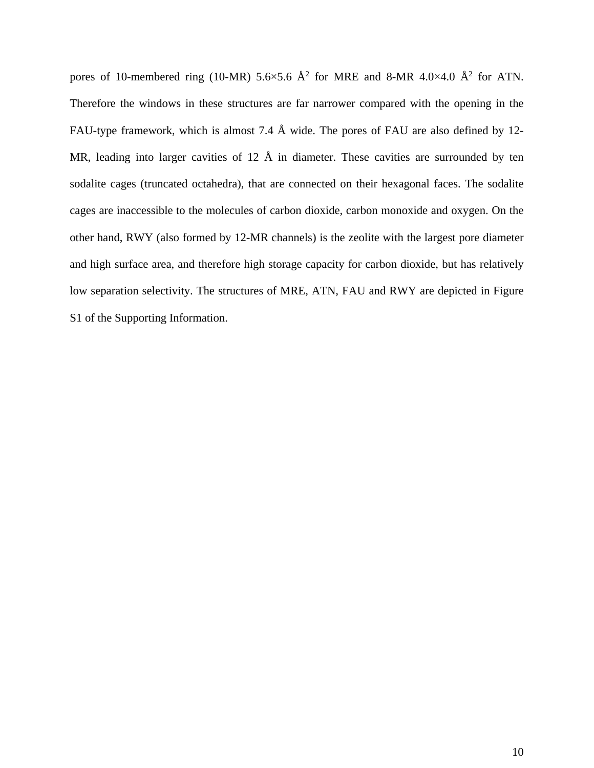pores of 10-membered ring (10-MR) 5.6×5.6 $Å^2$ for MRE and 8-MR 4.0×4.0 $Å^2$ for ATN. Therefore the windows in these structures are far narrower compared with the opening in the FAU-type framework, which is almost 7.4 Å wide. The pores of FAU are also defined by 12-MR, leading into larger cavities of 12 Å in diameter. These cavities are surrounded by ten sodalite cages (truncated octahedra), that are connected on their hexagonal faces. The sodalite cages are inaccessible to the molecules of carbon dioxide, carbon monoxide and oxygen. On the other hand, RWY (also formed by 12-MR channels) is the zeolite with the largest pore diameter and high surface area, and therefore high storage capacity for carbon dioxide, but has relatively low separation selectivity. The structures of MRE, ATN, FAU and RWY are depicted in Figure S1 of the Supporting Information.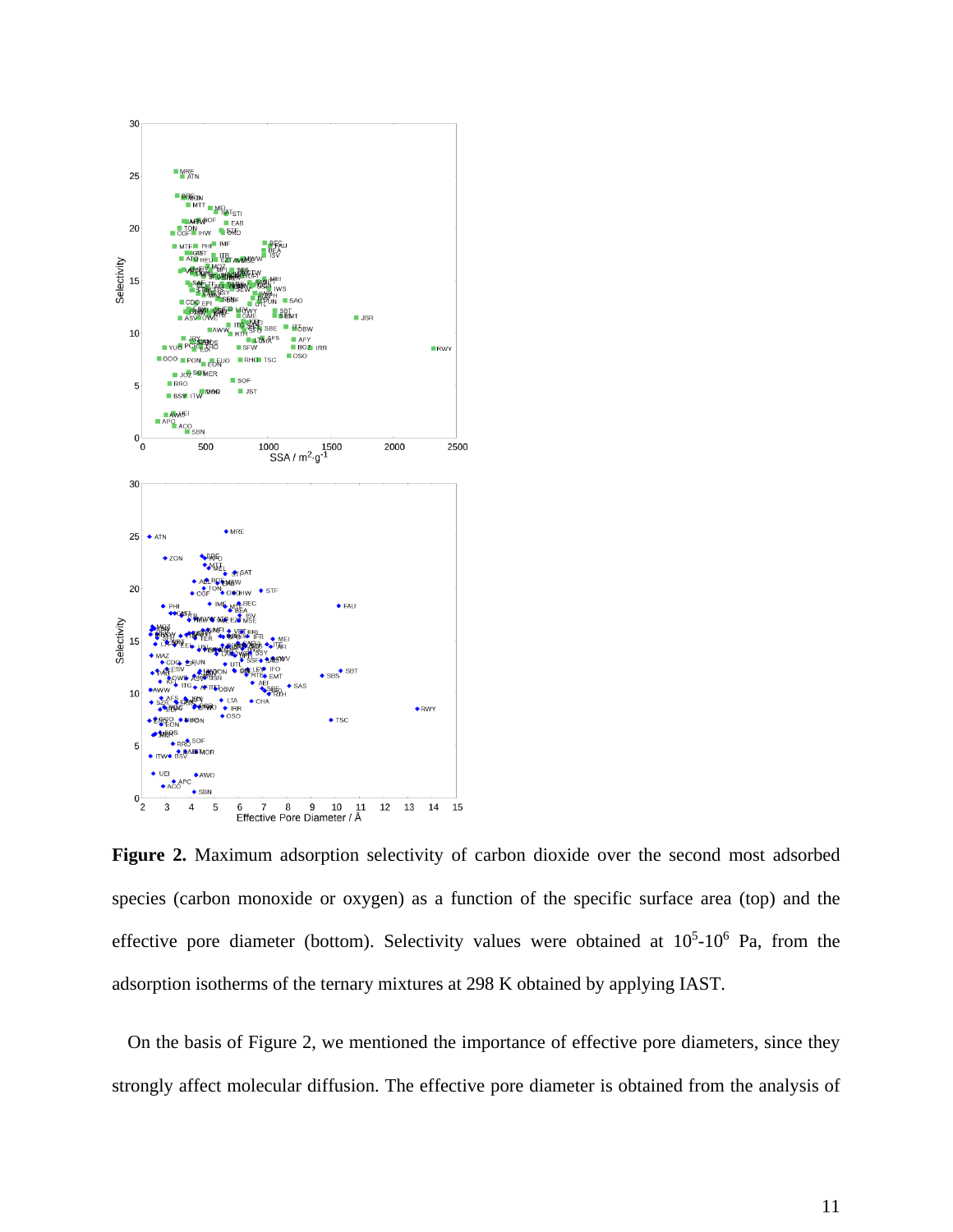**Figure 2.** Maximum adsorption selectivity of carbon dioxide over the second most adsorbed species (carbon monoxide or oxygen) as a function of the specific surface area (top) and the effective pore diameter (bottom). Selectivity values were obtained at $10^5$-$10^6$ Pa, from the adsorption isotherms of the ternary mixtures at 298 K obtained by applying IAST.

On the basis of Figure 2, we mentioned the importance of effective pore diameters, since they strongly affect molecular diffusion. The effective pore diameter is obtained from the analysis of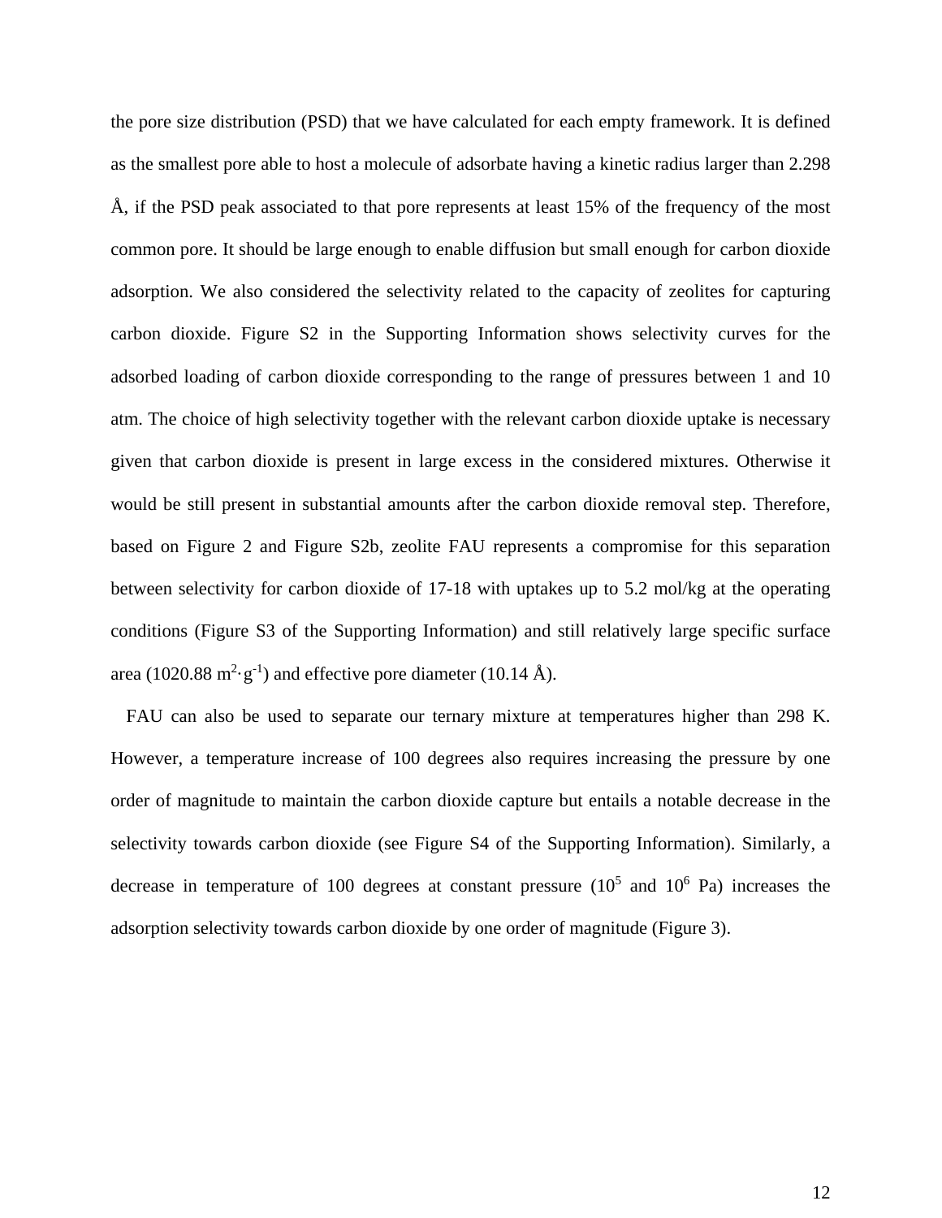the pore size distribution (PSD) that we have calculated for each empty framework. It is defined as the smallest pore able to host a molecule of adsorbate having a kinetic radius larger than 2.298 Å, if the PSD peak associated to that pore represents at least 15% of the frequency of the most common pore. It should be large enough to enable diffusion but small enough for carbon dioxide adsorption. We also considered the selectivity related to the capacity of zeolites for capturing carbon dioxide. Figure S2 in the Supporting Information shows selectivity curves for the adsorbed loading of carbon dioxide corresponding to the range of pressures between 1 and 10 atm. The choice of high selectivity together with the relevant carbon dioxide uptake is necessary given that carbon dioxide is present in large excess in the considered mixtures. Otherwise it would be still present in substantial amounts after the carbon dioxide removal step. Therefore, based on Figure 2 and Figure S2b, zeolite FAU represents a compromise for this separation between selectivity for carbon dioxide of 17-18 with uptakes up to 5.2 mol/kg at the operating conditions (Figure S3 of the Supporting Information) and still relatively large specific surface area (1020.88 $m^2 \cdot g^{-1}$) and effective pore diameter (10.14 Å).

FAU can also be used to separate our ternary mixture at temperatures higher than 298 K. However, a temperature increase of 100 degrees also requires increasing the pressure by one order of magnitude to maintain the carbon dioxide capture but entails a notable decrease in the selectivity towards carbon dioxide (see Figure S4 of the Supporting Information). Similarly, a decrease in temperature of 100 degrees at constant pressure ($10^5$ and $10^6$ Pa) increases the adsorption selectivity towards carbon dioxide by one order of magnitude (Figure 3).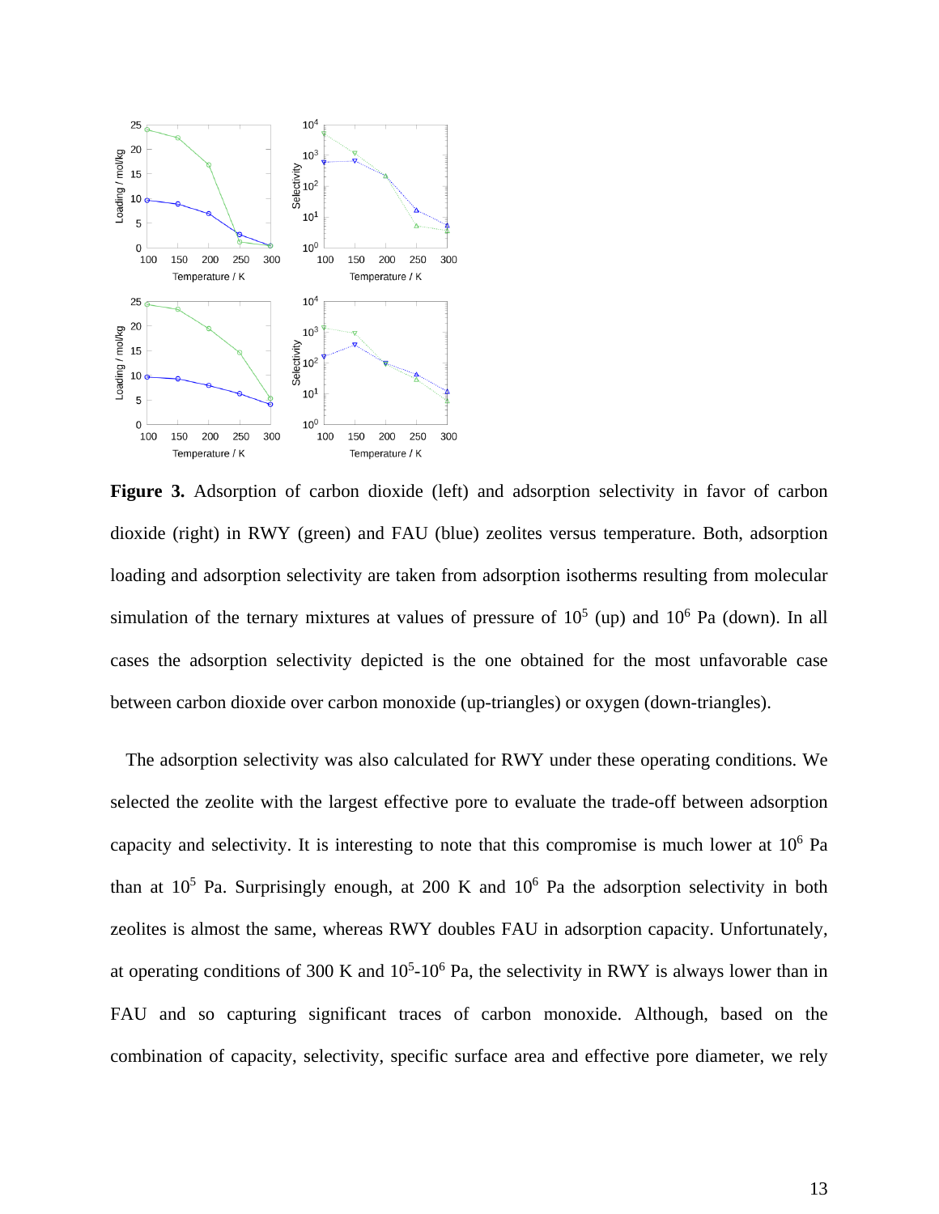**Figure 3.** Adsorption of carbon dioxide (left) and adsorption selectivity in favor of carbon dioxide (right) in RWY (green) and FAU (blue) zeolites versus temperature. Both, adsorption loading and adsorption selectivity are taken from adsorption isotherms resulting from molecular simulation of the ternary mixtures at values of pressure of $10^5$ (up) and $10^6$ Pa (down). In all cases the adsorption selectivity depicted is the one obtained for the most unfavorable case between carbon dioxide over carbon monoxide (up-triangles) or oxygen (down-triangles).

The adsorption selectivity was also calculated for RWY under these operating conditions. We selected the zeolite with the largest effective pore to evaluate the trade-off between adsorption capacity and selectivity. It is interesting to note that this compromise is much lower at $10^6$ Pa than at $10^5$ Pa. Surprisingly enough, at 200 K and $10^6$ Pa the adsorption selectivity in both zeolites is almost the same, whereas RWY doubles FAU in adsorption capacity. Unfortunately, at operating conditions of 300 K and $10^5$-$10^6$ Pa, the selectivity in RWY is always lower than in FAU and so capturing significant traces of carbon monoxide. Although, based on the combination of capacity, selectivity, specific surface area and effective pore diameter, we rely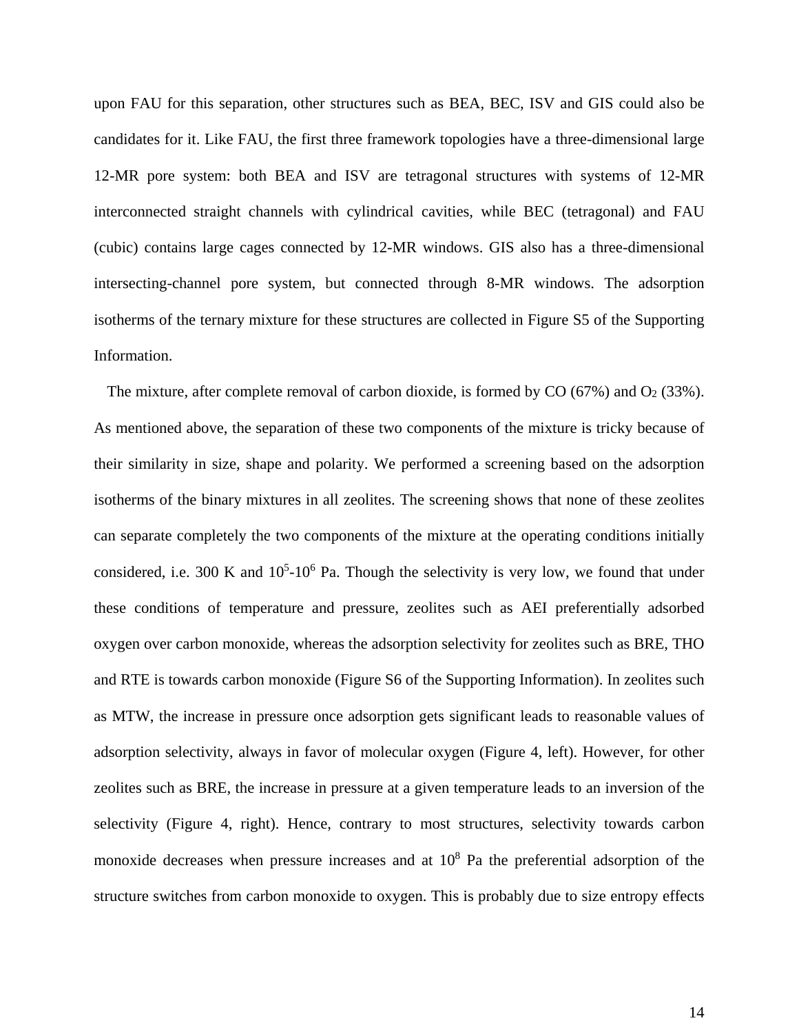upon FAU for this separation, other structures such as BEA, BEC, ISV and GIS could also be candidates for it. Like FAU, the first three framework topologies have a three-dimensional large 12-MR pore system: both BEA and ISV are tetragonal structures with systems of 12-MR interconnected straight channels with cylindrical cavities, while BEC (tetragonal) and FAU (cubic) contains large cages connected by 12-MR windows. GIS also has a three-dimensional intersecting-channel pore system, but connected through 8-MR windows. The adsorption isotherms of the ternary mixture for these structures are collected in Figure S5 of the Supporting Information.

The mixture, after complete removal of carbon dioxide, is formed by CO (67%) and $O_2$ (33%). As mentioned above, the separation of these two components of the mixture is tricky because of their similarity in size, shape and polarity. We performed a screening based on the adsorption isotherms of the binary mixtures in all zeolites. The screening shows that none of these zeolites can separate completely the two components of the mixture at the operating conditions initially considered, i.e. 300 K and $10^5$-$10^6$ Pa. Though the selectivity is very low, we found that under these conditions of temperature and pressure, zeolites such as AEI preferentially adsorbed oxygen over carbon monoxide, whereas the adsorption selectivity for zeolites such as BRE, THO and RTE is towards carbon monoxide (Figure S6 of the Supporting Information). In zeolites such as MTW, the increase in pressure once adsorption gets significant leads to reasonable values of adsorption selectivity, always in favor of molecular oxygen (Figure 4, left). However, for other zeolites such as BRE, the increase in pressure at a given temperature leads to an inversion of the selectivity (Figure 4, right). Hence, contrary to most structures, selectivity towards carbon monoxide decreases when pressure increases and at $10^8$ Pa the preferential adsorption of the structure switches from carbon monoxide to oxygen. This is probably due to size entropy effects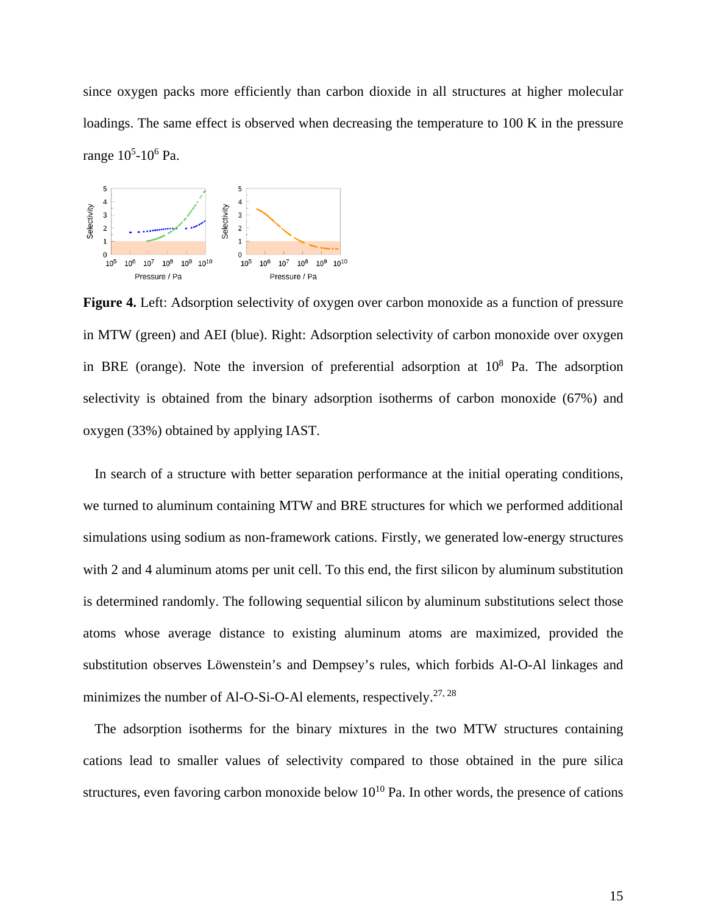since oxygen packs more efficiently than carbon dioxide in all structures at higher molecular loadings. The same effect is observed when decreasing the temperature to 100 K in the pressure range $10^5$-$10^6$ Pa.

**Figure 4.** Left: Adsorption selectivity of oxygen over carbon monoxide as a function of pressure in MTW (green) and AEI (blue). Right: Adsorption selectivity of carbon monoxide over oxygen in BRE (orange). Note the inversion of preferential adsorption at $10^8$ Pa. The adsorption selectivity is obtained from the binary adsorption isotherms of carbon monoxide (67%) and oxygen (33%) obtained by applying IAST.

In search of a structure with better separation performance at the initial operating conditions, we turned to aluminum containing MTW and BRE structures for which we performed additional simulations using sodium as non-framework cations. Firstly, we generated low-energy structures with 2 and 4 aluminum atoms per unit cell. To this end, the first silicon by aluminum substitution is determined randomly. The following sequential silicon by aluminum substitutions select those atoms whose average distance to existing aluminum atoms are maximized, provided the substitution observes Löwenstein's and Dempsey's rules, which forbids Al-O-Al linkages and minimizes the number of Al-O-Si-O-Al elements, respectively.[27, 28]

The adsorption isotherms for the binary mixtures in the two MTW structures containing cations lead to smaller values of selectivity compared to those obtained in the pure silica structures, even favoring carbon monoxide below $10^{10}$ Pa. In other words, the presence of cations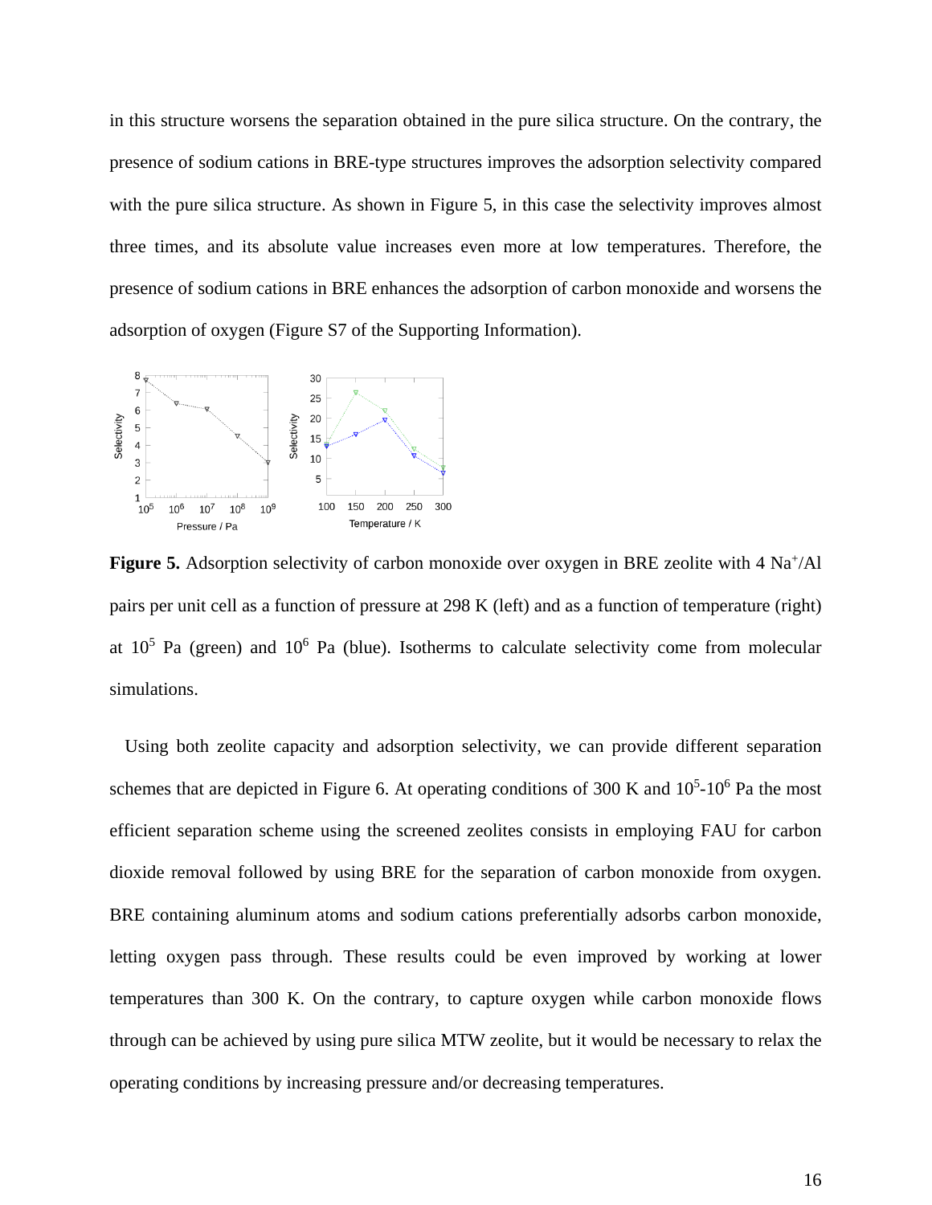in this structure worsens the separation obtained in the pure silica structure. On the contrary, the presence of sodium cations in BRE-type structures improves the adsorption selectivity compared with the pure silica structure. As shown in Figure 5, in this case the selectivity improves almost three times, and its absolute value increases even more at low temperatures. Therefore, the presence of sodium cations in BRE enhances the adsorption of carbon monoxide and worsens the adsorption of oxygen (Figure S7 of the Supporting Information).

**Figure 5.** Adsorption selectivity of carbon monoxide over oxygen in BRE zeolite with 4 $Na^+$/Al pairs per unit cell as a function of pressure at 298 K (left) and as a function of temperature (right) at $10^5$ Pa (green) and $10^6$ Pa (blue). Isotherms to calculate selectivity come from molecular simulations.

Using both zeolite capacity and adsorption selectivity, we can provide different separation schemes that are depicted in Figure 6. At operating conditions of 300 K and $10^5$-$10^6$ Pa the most efficient separation scheme using the screened zeolites consists in employing FAU for carbon dioxide removal followed by using BRE for the separation of carbon monoxide from oxygen. BRE containing aluminum atoms and sodium cations preferentially adsorbs carbon monoxide, letting oxygen pass through. These results could be even improved by working at lower temperatures than 300 K. On the contrary, to capture oxygen while carbon monoxide flows through can be achieved by using pure silica MTW zeolite, but it would be necessary to relax the operating conditions by increasing pressure and/or decreasing temperatures.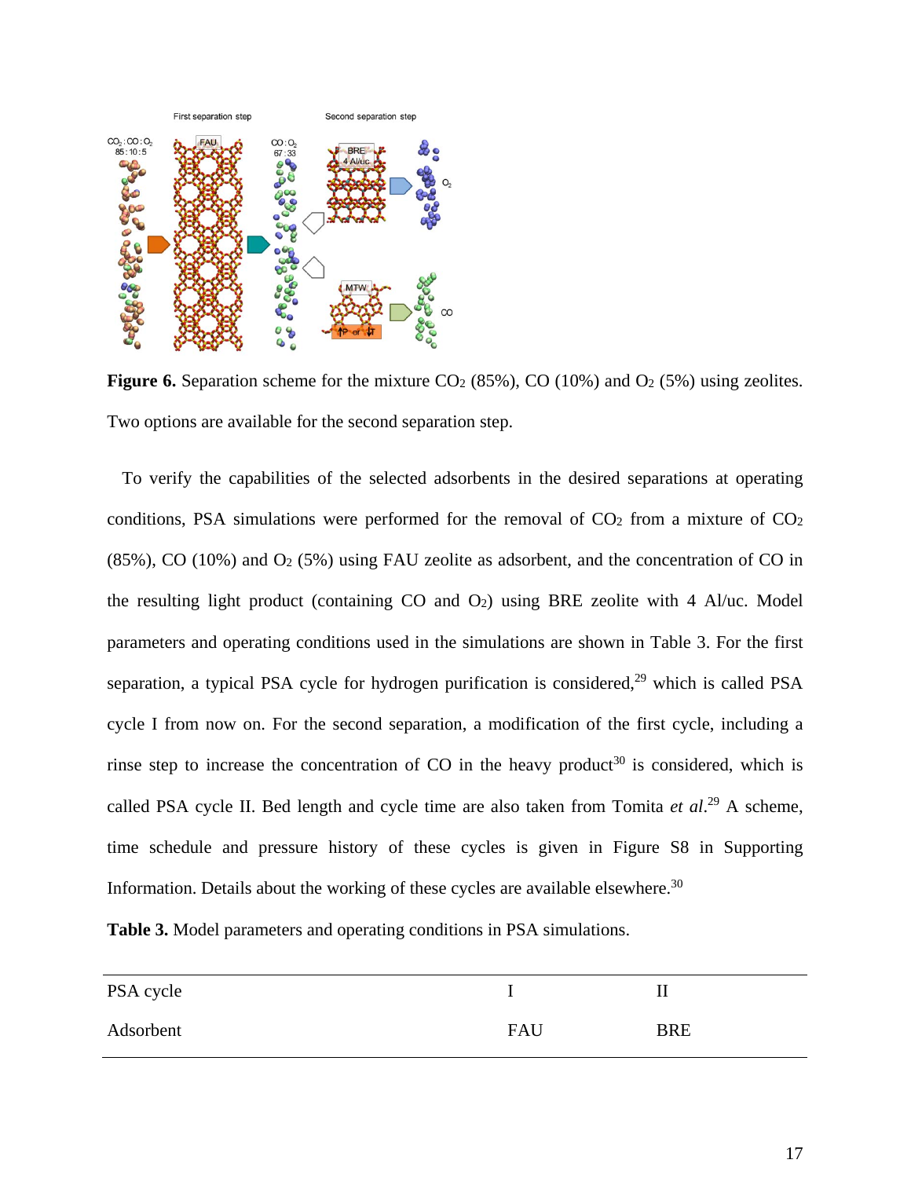**Figure 6.** Separation scheme for the mixture $CO_2$ (85%), CO (10%) and $O_2$ (5%) using zeolites. Two options are available for the second separation step.

To verify the capabilities of the selected adsorbents in the desired separations at operating conditions, PSA simulations were performed for the removal of $CO_2$ from a mixture of $CO_2$ (85%), CO (10%) and $O_2$ (5%) using FAU zeolite as adsorbent, and the concentration of CO in the resulting light product (containing CO and $O_2$) using BRE zeolite with 4 Al/uc. Model parameters and operating conditions used in the simulations are shown in Table 3. For the first separation, a typical PSA cycle for hydrogen purification is considered,[29] which is called PSA cycle I from now on. For the second separation, a modification of the first cycle, including a rinse step to increase the concentration of CO in the heavy product[30] is considered, which is called PSA cycle II. Bed length and cycle time are also taken from Tomita *et al*.[29] A scheme, time schedule and pressure history of these cycles is given in Figure S8 in Supporting Information. Details about the working of these cycles are available elsewhere.[30]

**Table 3.** Model parameters and operating conditions in PSA simulations.

| PSA cycle | I | II |
|---|---|---|
| Adsorbent | FAU | BRE |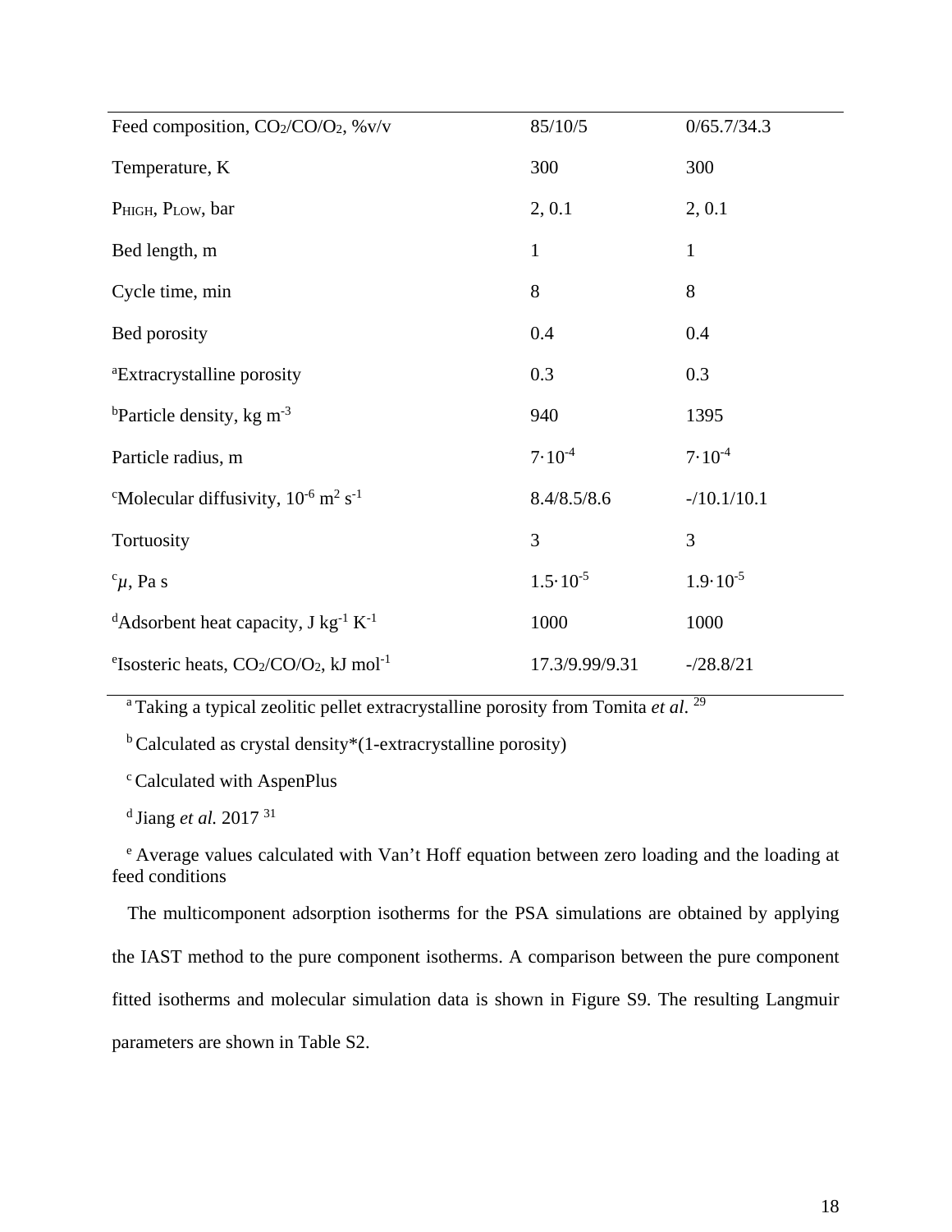| Feed composition, $CO_2/CO/O_2$, %v/v | 85/10/5 | 0/65.7/34.3 |
|---|---|---|
| Temperature, K | 300 | 300 |
| $P_{HIGH}$, $P_{LOW}$, bar | 2, 0.1 | 2, 0.1 |
| Bed length, m | 1 | 1 |
| Cycle time, min | 8 | 8 |
| Bed porosity | 0.4 | 0.4 |
| [a]Extracrystalline porosity | 0.3 | 0.3 |
| [b]Particle density, kg $m^{-3}$ | 940 | 1395 |
| Particle radius, m | $7 \cdot 10^{-4}$ | $7 \cdot 10^{-4}$ |
| [c]Molecular diffusivity, $10^{-6}$ $m^2$ $s^{-1}$ | 8.4/8.5/8.6 | -/10.1/10.1 |
| Tortuosity | 3 | 3 |
| [c]$\mu$, Pa s | $1.5 \cdot 10^{-5}$ | $1.9 \cdot 10^{-5}$ |
| [d]Adsorbent heat capacity, J $kg^{-1}$ $K^{-1}$ | 1000 | 1000 |
| [e]Isosteric heats, $CO_2/CO/O_2$, kJ $mol^{-1}$ | 17.3/9.99/9.31 | -/28.8/21 |

[a] Taking a typical zeolitic pellet extracrystalline porosity from Tomita *et al*.[29]

[b] Calculated as crystal density*(1-extracrystalline porosity)

[c] Calculated with AspenPlus

[d] Jiang *et al.* 2017[31]

[e] Average values calculated with Van't Hoff equation between zero loading and the loading at feed conditions

The multicomponent adsorption isotherms for the PSA simulations are obtained by applying the IAST method to the pure component isotherms. A comparison between the pure component fitted isotherms and molecular simulation data is shown in Figure S9. The resulting Langmuir parameters are shown in Table S2.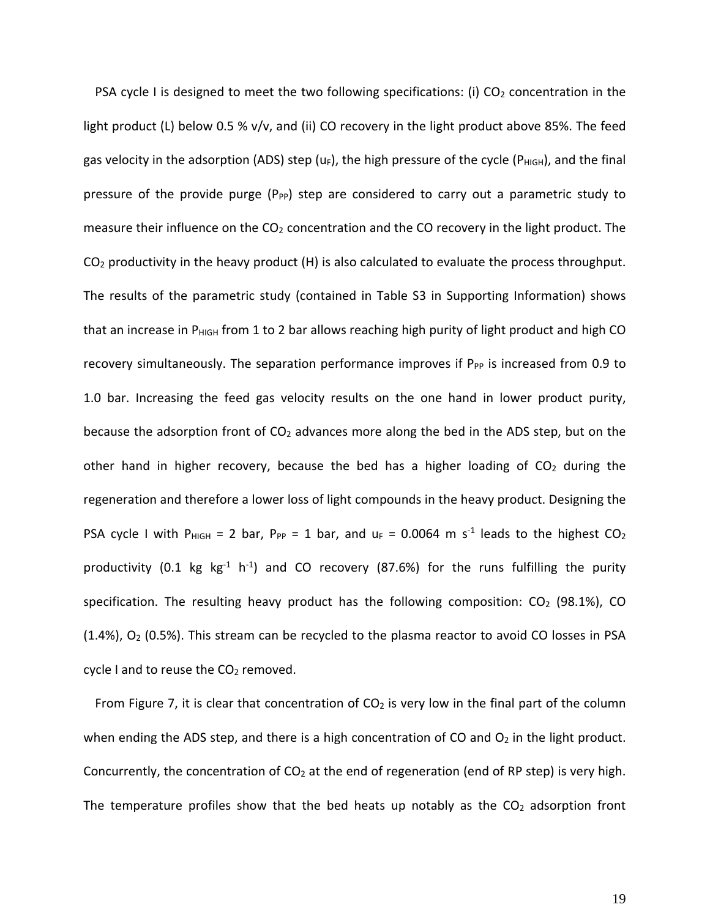PSA cycle I is designed to meet the two following specifications: (i) $CO_2$ concentration in the light product (L) below 0.5 % v/v, and (ii) CO recovery in the light product above 85%. The feed gas velocity in the adsorption (ADS) step ($u_F$), the high pressure of the cycle ($P_{HIGH}$), and the final pressure of the provide purge ($P_{PP}$) step are considered to carry out a parametric study to measure their influence on the $CO_2$ concentration and the CO recovery in the light product. The $CO_2$ productivity in the heavy product (H) is also calculated to evaluate the process throughput. The results of the parametric study (contained in Table S3 in Supporting Information) shows that an increase in $P_{HIGH}$ from 1 to 2 bar allows reaching high purity of light product and high CO recovery simultaneously. The separation performance improves if $P_{PP}$ is increased from 0.9 to 1.0 bar. Increasing the feed gas velocity results on the one hand in lower product purity, because the adsorption front of $CO_2$ advances more along the bed in the ADS step, but on the other hand in higher recovery, because the bed has a higher loading of $CO_2$ during the regeneration and therefore a lower loss of light compounds in the heavy product. Designing the PSA cycle I with $P_{HIGH}$ = 2 bar, $P_{PP}$ = 1 bar, and $u_F$ = 0.0064 m s$^{-1}$ leads to the highest $CO_2$ productivity (0.1 kg kg$^{-1}$ h$^{-1}$) and CO recovery (87.6%) for the runs fulfilling the purity specification. The resulting heavy product has the following composition: $CO_2$ (98.1%), CO (1.4%), $O_2$ (0.5%). This stream can be recycled to the plasma reactor to avoid CO losses in PSA cycle I and to reuse the $CO_2$ removed.

From Figure 7, it is clear that concentration of $CO_2$ is very low in the final part of the column when ending the ADS step, and there is a high concentration of CO and $O_2$ in the light product. Concurrently, the concentration of $CO_2$ at the end of regeneration (end of RP step) is very high. The temperature profiles show that the bed heats up notably as the $CO_2$ adsorption front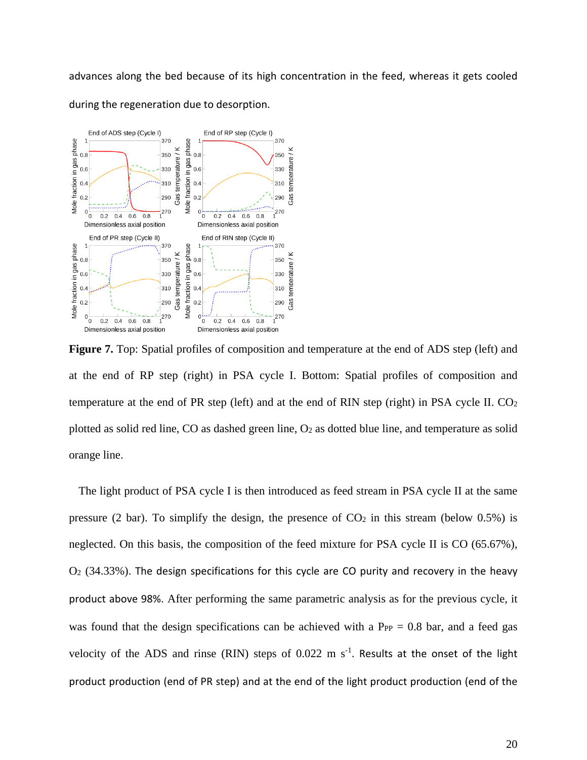advances along the bed because of its high concentration in the feed, whereas it gets cooled during the regeneration due to desorption.

**Figure 7.** Top: Spatial profiles of composition and temperature at the end of ADS step (left) and at the end of RP step (right) in PSA cycle I. Bottom: Spatial profiles of composition and temperature at the end of PR step (left) and at the end of RIN step (right) in PSA cycle II. $CO_2$ plotted as solid red line, CO as dashed green line, $O_2$ as dotted blue line, and temperature as solid orange line.

The light product of PSA cycle I is then introduced as feed stream in PSA cycle II at the same pressure (2 bar). To simplify the design, the presence of $CO_2$ in this stream (below 0.5%) is neglected. On this basis, the composition of the feed mixture for PSA cycle II is CO (65.67%), $O_2$ (34.33%). The design specifications for this cycle are CO purity and recovery in the heavy product above 98%. After performing the same parametric analysis as for the previous cycle, it was found that the design specifications can be achieved with a $P_{PP}$ = 0.8 bar, and a feed gas velocity of the ADS and rinse (RIN) steps of 0.022 m $s^{-1}$. Results at the onset of the light product production (end of PR step) and at the end of the light product production (end of the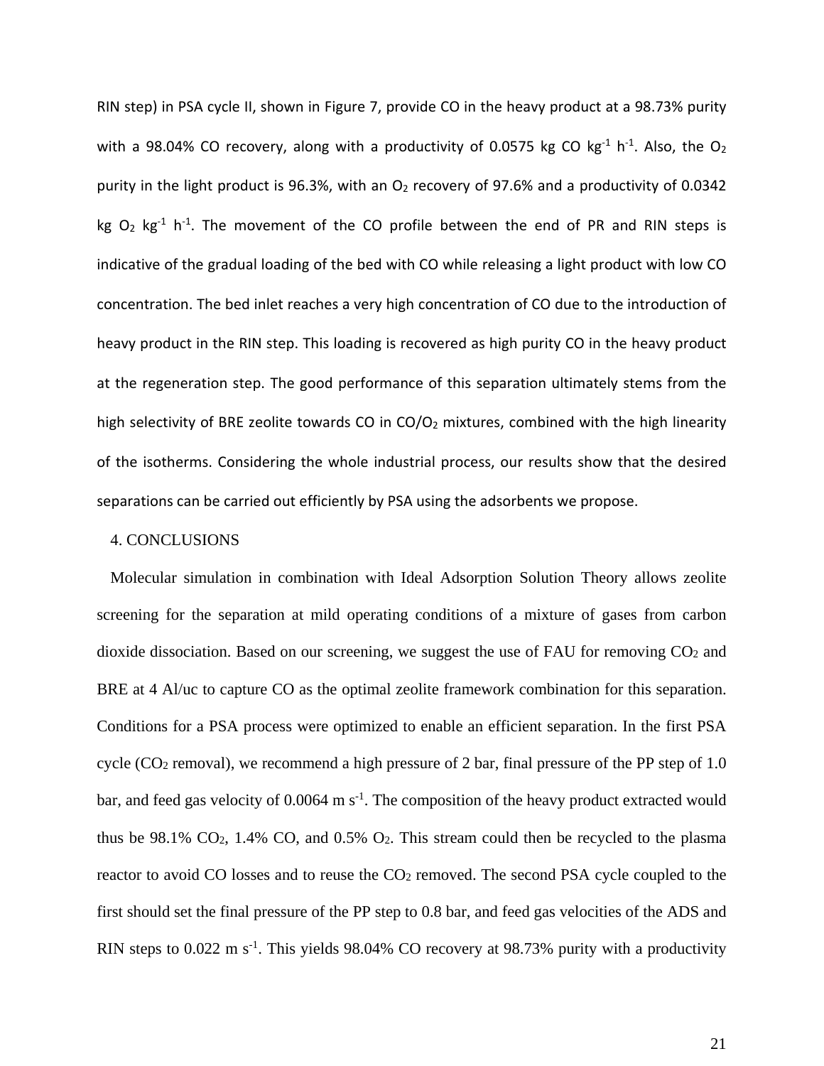RIN step) in PSA cycle II, shown in Figure 7, provide CO in the heavy product at a 98.73% purity with a 98.04% CO recovery, along with a productivity of 0.0575 kg CO kg$^{-1}$ h$^{-1}$. Also, the $O_2$ purity in the light product is 96.3%, with an $O_2$ recovery of 97.6% and a productivity of 0.0342 kg $O_2$ kg$^{-1}$ h$^{-1}$. The movement of the CO profile between the end of PR and RIN steps is indicative of the gradual loading of the bed with CO while releasing a light product with low CO concentration. The bed inlet reaches a very high concentration of CO due to the introduction of heavy product in the RIN step. This loading is recovered as high purity CO in the heavy product at the regeneration step. The good performance of this separation ultimately stems from the high selectivity of BRE zeolite towards CO in $CO/O_2$ mixtures, combined with the high linearity of the isotherms. Considering the whole industrial process, our results show that the desired separations can be carried out efficiently by PSA using the adsorbents we propose.

## 4. CONCLUSIONS

Molecular simulation in combination with Ideal Adsorption Solution Theory allows zeolite screening for the separation at mild operating conditions of a mixture of gases from carbon dioxide dissociation. Based on our screening, we suggest the use of FAU for removing $CO_2$ and BRE at 4 Al/uc to capture CO as the optimal zeolite framework combination for this separation. Conditions for a PSA process were optimized to enable an efficient separation. In the first PSA cycle ($CO_2$ removal), we recommend a high pressure of 2 bar, final pressure of the PP step of 1.0 bar, and feed gas velocity of 0.0064 m s$^{-1}$. The composition of the heavy product extracted would thus be 98.1% $CO_2$, 1.4% CO, and 0.5% $O_2$. This stream could then be recycled to the plasma reactor to avoid CO losses and to reuse the $CO_2$ removed. The second PSA cycle coupled to the first should set the final pressure of the PP step to 0.8 bar, and feed gas velocities of the ADS and RIN steps to 0.022 m s$^{-1}$. This yields 98.04% CO recovery at 98.73% purity with a productivity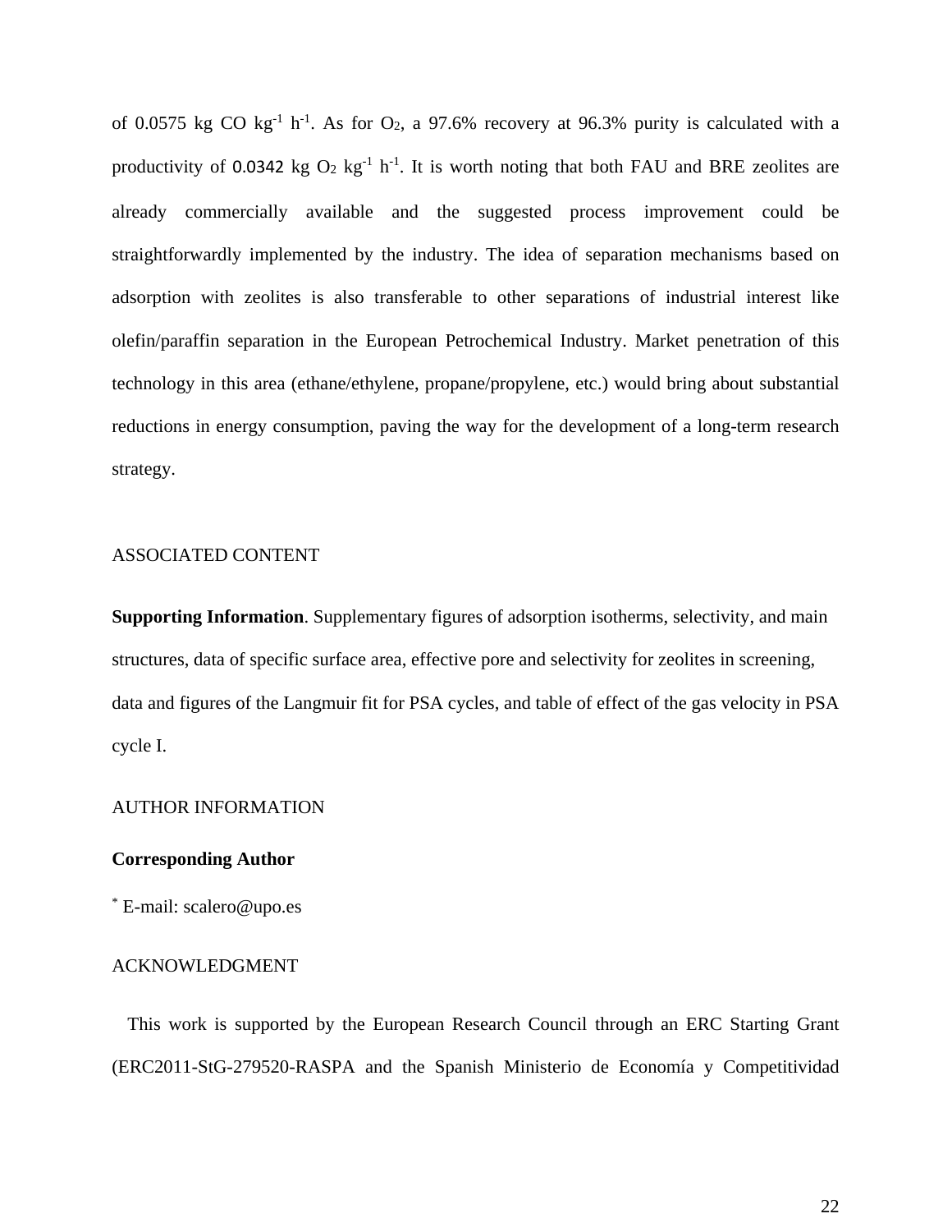of 0.0575 kg CO $kg^{-1}$ $h^{-1}$. As for $O_2$, a 97.6% recovery at 96.3% purity is calculated with a productivity of 0.0342 kg $O_2$ $kg^{-1}$ $h^{-1}$. It is worth noting that both FAU and BRE zeolites are already commercially available and the suggested process improvement could be straightforwardly implemented by the industry. The idea of separation mechanisms based on adsorption with zeolites is also transferable to other separations of industrial interest like olefin/paraffin separation in the European Petrochemical Industry. Market penetration of this technology in this area (ethane/ethylene, propane/propylene, etc.) would bring about substantial reductions in energy consumption, paving the way for the development of a long-term research strategy.

ASSOCIATED CONTENT

**Supporting Information**. Supplementary figures of adsorption isotherms, selectivity, and main structures, data of specific surface area, effective pore and selectivity for zeolites in screening, data and figures of the Langmuir fit for PSA cycles, and table of effect of the gas velocity in PSA cycle I.

AUTHOR INFORMATION

**Corresponding Author**

* E-mail: scalero@upo.es

ACKNOWLEDGMENT

This work is supported by the European Research Council through an ERC Starting Grant (ERC2011-StG-279520-RASPA and the Spanish Ministerio de Economía y Competitividad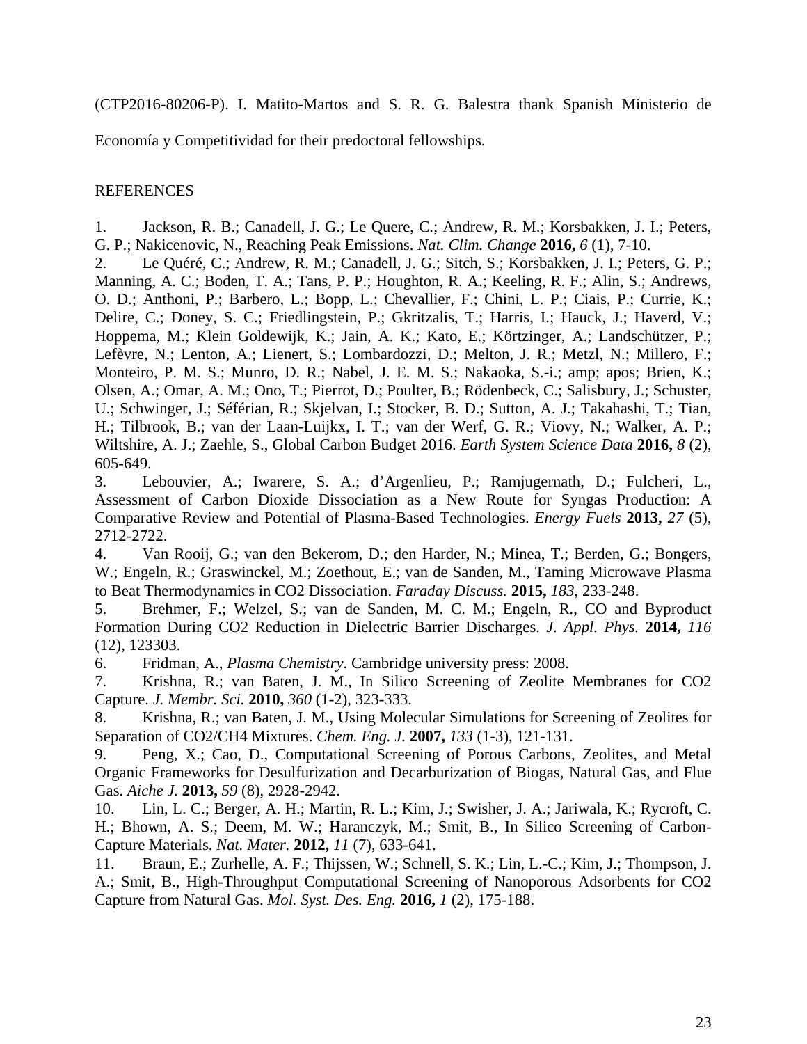(CTP2016-80206-P). I. Matito-Martos and S. R. G. Balestra thank Spanish Ministerio de Economía y Competitividad for their predoctoral fellowships.

REFERENCES

1. Jackson, R. B.; Canadell, J. G.; Le Quere, C.; Andrew, R. M.; Korsbakken, J. I.; Peters, G. P.; Nakicenovic, N., Reaching Peak Emissions. *Nat. Clim. Change* **2016,** *6* (1), 7-10.
2. Le Quéré, C.; Andrew, R. M.; Canadell, J. G.; Sitch, S.; Korsbakken, J. I.; Peters, G. P.; Manning, A. C.; Boden, T. A.; Tans, P. P.; Houghton, R. A.; Keeling, R. F.; Alin, S.; Andrews, O. D.; Anthoni, P.; Barbero, L.; Bopp, L.; Chevallier, F.; Chini, L. P.; Ciais, P.; Currie, K.; Delire, C.; Doney, S. C.; Friedlingstein, P.; Gkritzalis, T.; Harris, I.; Hauck, J.; Haverd, V.; Hoppema, M.; Klein Goldewijk, K.; Jain, A. K.; Kato, E.; Körtzinger, A.; Landschützer, P.; Lefèvre, N.; Lenton, A.; Lienert, S.; Lombardozzi, D.; Melton, J. R.; Metzl, N.; Millero, F.; Monteiro, P. M. S.; Munro, D. R.; Nabel, J. E. M. S.; Nakaoka, S.-i.; amp; apos; Brien, K.; Olsen, A.; Omar, A. M.; Ono, T.; Pierrot, D.; Poulter, B.; Rödenbeck, C.; Salisbury, J.; Schuster, U.; Schwinger, J.; Séférian, R.; Skjelvan, I.; Stocker, B. D.; Sutton, A. J.; Takahashi, T.; Tian, H.; Tilbrook, B.; van der Laan-Luijkx, I. T.; van der Werf, G. R.; Viovy, N.; Walker, A. P.; Wiltshire, A. J.; Zaehle, S., Global Carbon Budget 2016. *Earth System Science Data* **2016,** *8* (2), 605-649.
3. Lebouvier, A.; Iwarere, S. A.; d'Argenlieu, P.; Ramjugernath, D.; Fulcheri, L., Assessment of Carbon Dioxide Dissociation as a New Route for Syngas Production: A Comparative Review and Potential of Plasma-Based Technologies. *Energy Fuels* **2013,** *27* (5), 2712-2722.
4. Van Rooij, G.; van den Bekerom, D.; den Harder, N.; Minea, T.; Berden, G.; Bongers, W.; Engeln, R.; Graswinckel, M.; Zoethout, E.; van de Sanden, M., Taming Microwave Plasma to Beat Thermodynamics in CO2 Dissociation. *Faraday Discuss.* **2015,** *183*, 233-248.
5. Brehmer, F.; Welzel, S.; van de Sanden, M. C. M.; Engeln, R., CO and Byproduct Formation During CO2 Reduction in Dielectric Barrier Discharges. *J. Appl. Phys.* **2014,** *116* (12), 123303.
6. Fridman, A., *Plasma Chemistry*. Cambridge university press: 2008.
7. Krishna, R.; van Baten, J. M., In Silico Screening of Zeolite Membranes for CO2 Capture. *J. Membr. Sci.* **2010,** *360* (1-2), 323-333.
8. Krishna, R.; van Baten, J. M., Using Molecular Simulations for Screening of Zeolites for Separation of CO2/CH4 Mixtures. *Chem. Eng. J.* **2007,** *133* (1-3), 121-131.
9. Peng, X.; Cao, D., Computational Screening of Porous Carbons, Zeolites, and Metal Organic Frameworks for Desulfurization and Decarburization of Biogas, Natural Gas, and Flue Gas. *Aiche J.* **2013,** *59* (8), 2928-2942.
10. Lin, L. C.; Berger, A. H.; Martin, R. L.; Kim, J.; Swisher, J. A.; Jariwala, K.; Rycroft, C. H.; Bhown, A. S.; Deem, M. W.; Haranczyk, M.; Smit, B., In Silico Screening of Carbon-Capture Materials. *Nat. Mater.* **2012,** *11* (7), 633-641.
11. Braun, E.; Zurhelle, A. F.; Thijssen, W.; Schnell, S. K.; Lin, L.-C.; Kim, J.; Thompson, J. A.; Smit, B., High-Throughput Computational Screening of Nanoporous Adsorbents for CO2 Capture from Natural Gas. *Mol. Syst. Des. Eng.* **2016,** *1* (2), 175-188.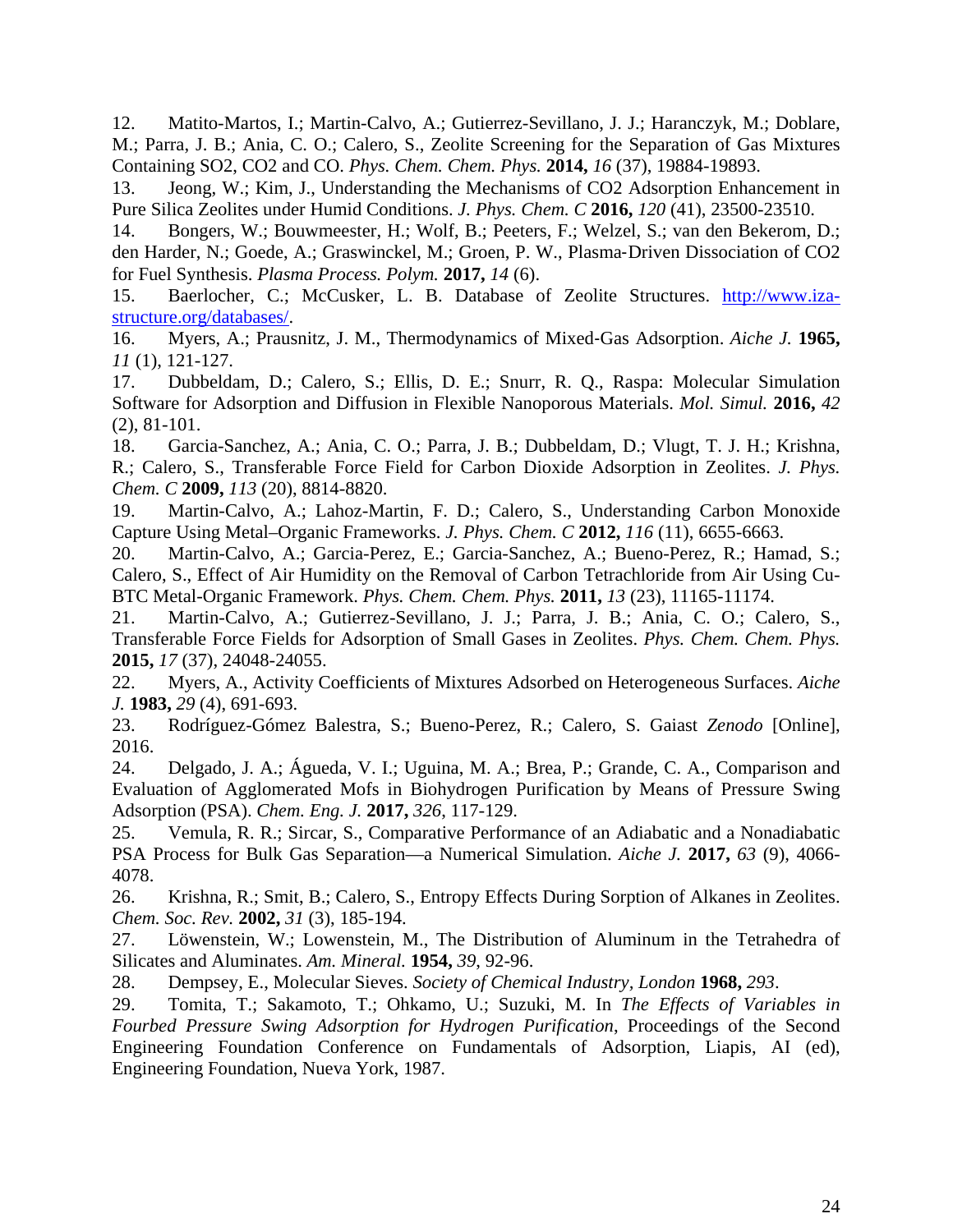12. Matito-Martos, I.; Martin-Calvo, A.; Gutierrez-Sevillano, J. J.; Haranczyk, M.; Doblare, M.; Parra, J. B.; Ania, C. O.; Calero, S., Zeolite Screening for the Separation of Gas Mixtures Containing SO2, CO2 and CO. *Phys. Chem. Chem. Phys.* **2014,** *16* (37), 19884-19893.

13. Jeong, W.; Kim, J., Understanding the Mechanisms of CO2 Adsorption Enhancement in Pure Silica Zeolites under Humid Conditions. *J. Phys. Chem. C* **2016,** *120* (41), 23500-23510.

14. Bongers, W.; Bouwmeester, H.; Wolf, B.; Peeters, F.; Welzel, S.; van den Bekerom, D.; den Harder, N.; Goede, A.; Graswinckel, M.; Groen, P. W., Plasma‐Driven Dissociation of CO2 for Fuel Synthesis. *Plasma Process. Polym.* **2017,** *14* (6).

15. Baerlocher, C.; McCusker, L. B. Database of Zeolite Structures. http://www.iza-structure.org/databases/.

16. Myers, A.; Prausnitz, J. M., Thermodynamics of Mixed‐Gas Adsorption. *Aiche J.* **1965,** *11* (1), 121-127.

17. Dubbeldam, D.; Calero, S.; Ellis, D. E.; Snurr, R. Q., Raspa: Molecular Simulation Software for Adsorption and Diffusion in Flexible Nanoporous Materials. *Mol. Simul.* **2016,** *42* (2), 81-101.

18. Garcia-Sanchez, A.; Ania, C. O.; Parra, J. B.; Dubbeldam, D.; Vlugt, T. J. H.; Krishna, R.; Calero, S., Transferable Force Field for Carbon Dioxide Adsorption in Zeolites. *J. Phys. Chem. C* **2009,** *113* (20), 8814-8820.

19. Martin-Calvo, A.; Lahoz-Martin, F. D.; Calero, S., Understanding Carbon Monoxide Capture Using Metal–Organic Frameworks. *J. Phys. Chem. C* **2012,** *116* (11), 6655-6663.

20. Martin-Calvo, A.; Garcia-Perez, E.; Garcia-Sanchez, A.; Bueno-Perez, R.; Hamad, S.; Calero, S., Effect of Air Humidity on the Removal of Carbon Tetrachloride from Air Using Cu-BTC Metal-Organic Framework. *Phys. Chem. Chem. Phys.* **2011,** *13* (23), 11165-11174.

21. Martin-Calvo, A.; Gutierrez-Sevillano, J. J.; Parra, J. B.; Ania, C. O.; Calero, S., Transferable Force Fields for Adsorption of Small Gases in Zeolites. *Phys. Chem. Chem. Phys.* **2015,** *17* (37), 24048-24055.

22. Myers, A., Activity Coefficients of Mixtures Adsorbed on Heterogeneous Surfaces. *Aiche J.* **1983,** *29* (4), 691-693.

23. Rodríguez-Gómez Balestra, S.; Bueno-Perez, R.; Calero, S. Gaiast *Zenodo* [Online], 2016.

24. Delgado, J. A.; Águeda, V. I.; Uguina, M. A.; Brea, P.; Grande, C. A., Comparison and Evaluation of Agglomerated Mofs in Biohydrogen Purification by Means of Pressure Swing Adsorption (PSA). *Chem. Eng. J.* **2017,** *326*, 117-129.

25. Vemula, R. R.; Sircar, S., Comparative Performance of an Adiabatic and a Nonadiabatic PSA Process for Bulk Gas Separation—a Numerical Simulation. *Aiche J.* **2017,** *63* (9), 4066-4078.

26. Krishna, R.; Smit, B.; Calero, S., Entropy Effects During Sorption of Alkanes in Zeolites. *Chem. Soc. Rev.* **2002,** *31* (3), 185-194.

27. Löwenstein, W.; Lowenstein, M., The Distribution of Aluminum in the Tetrahedra of Silicates and Aluminates. *Am. Mineral.* **1954,** *39*, 92-96.

28. Dempsey, E., Molecular Sieves. *Society of Chemical Industry, London* **1968,** *293*.

29. Tomita, T.; Sakamoto, T.; Ohkamo, U.; Suzuki, M. In *The Effects of Variables in Fourbed Pressure Swing Adsorption for Hydrogen Purification*, Proceedings of the Second Engineering Foundation Conference on Fundamentals of Adsorption, Liapis, AI (ed), Engineering Foundation, Nueva York, 1987.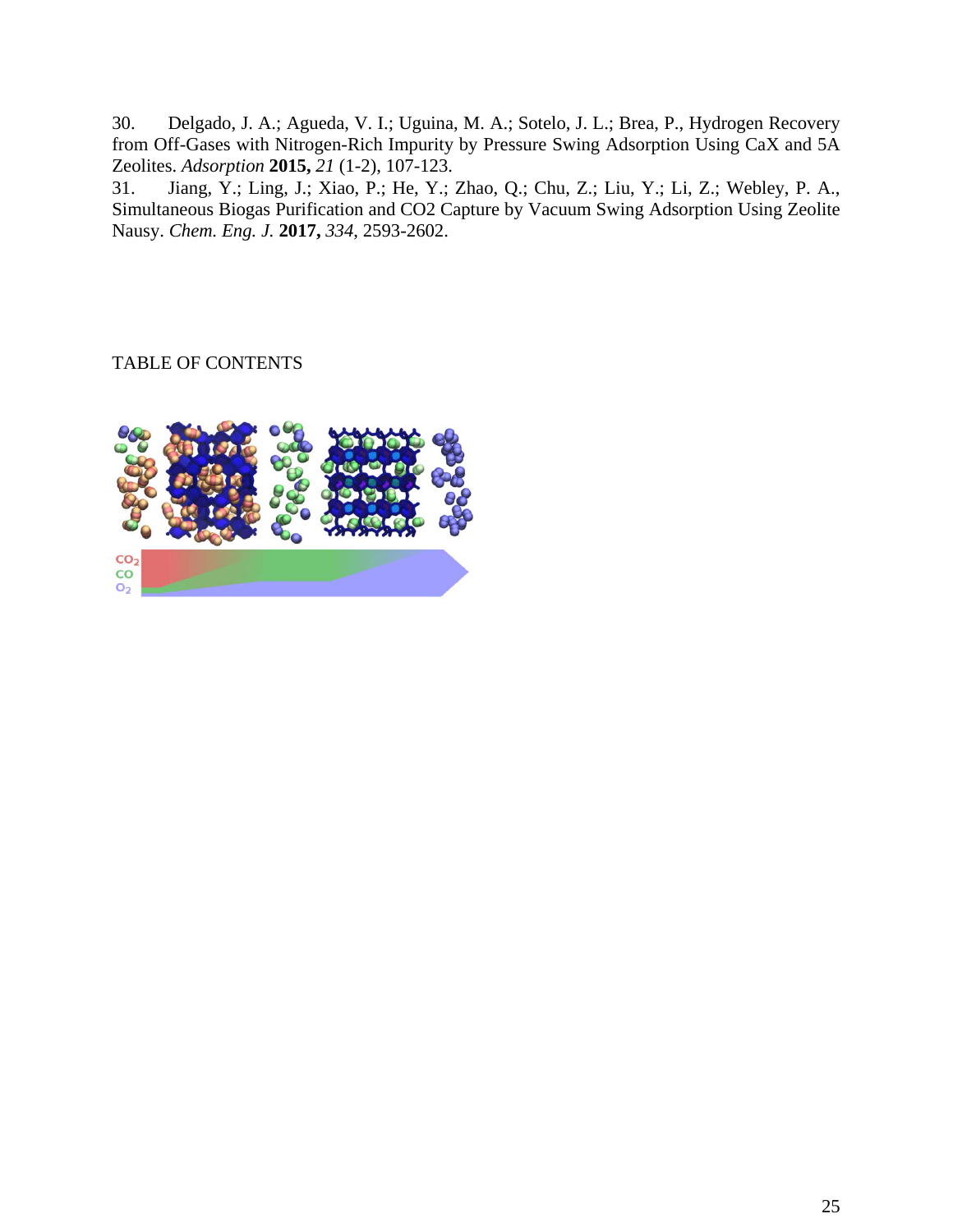30. Delgado, J. A.; Agueda, V. I.; Uguina, M. A.; Sotelo, J. L.; Brea, P., Hydrogen Recovery from Off-Gases with Nitrogen-Rich Impurity by Pressure Swing Adsorption Using CaX and 5A Zeolites. *Adsorption* **2015,** *21* (1-2), 107-123.

31. Jiang, Y.; Ling, J.; Xiao, P.; He, Y.; Zhao, Q.; Chu, Z.; Liu, Y.; Li, Z.; Webley, P. A., Simultaneous Biogas Purification and CO2 Capture by Vacuum Swing Adsorption Using Zeolite Nausy. *Chem. Eng. J.* **2017,** *334*, 2593-2602.

TABLE OF CONTENTS

$CO_2$
CO
$O_2$